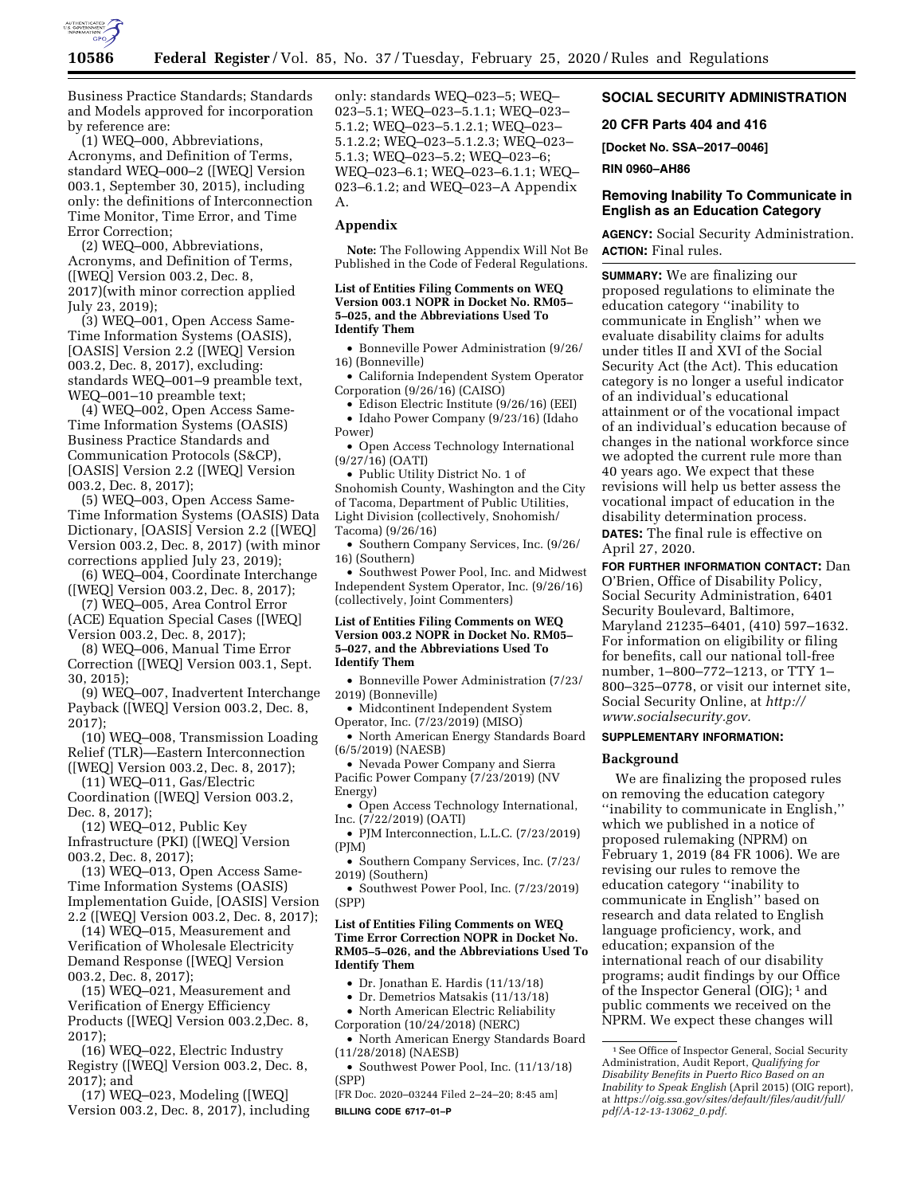Business Practice Standards; Standards and Models approved for incorporation by reference are:

(1) WEQ–000, Abbreviations, Acronyms, and Definition of Terms, standard WEQ–000–2 ([WEQ] Version 003.1, September 30, 2015), including only: the definitions of Interconnection Time Monitor, Time Error, and Time Error Correction;

(2) WEQ–000, Abbreviations, Acronyms, and Definition of Terms, ([WEQ] Version 003.2, Dec. 8, 2017)(with minor correction applied July 23, 2019);

(3) WEQ–001, Open Access Same-Time Information Systems (OASIS), [OASIS] Version 2.2 ([WEQ] Version 003.2, Dec. 8, 2017), excluding: standards WEQ–001–9 preamble text, WEQ–001–10 preamble text;

(4) WEQ–002, Open Access Same-Time Information Systems (OASIS) Business Practice Standards and Communication Protocols (S&CP), [OASIS] Version 2.2 ([WEQ] Version 003.2, Dec. 8, 2017);

(5) WEQ–003, Open Access Same-Time Information Systems (OASIS) Data Dictionary, [OASIS] Version 2.2 ([WEQ] Version 003.2, Dec. 8, 2017) (with minor corrections applied July 23, 2019);

(6) WEQ–004, Coordinate Interchange ([WEQ] Version 003.2, Dec. 8, 2017);

(7) WEQ–005, Area Control Error (ACE) Equation Special Cases ([WEQ] Version 003.2, Dec. 8, 2017);

(8) WEQ–006, Manual Time Error Correction ([WEQ] Version 003.1, Sept. 30, 2015);

(9) WEQ–007, Inadvertent Interchange Payback ([WEQ] Version 003.2, Dec. 8, 2017);

(10) WEQ–008, Transmission Loading Relief (TLR)—Eastern Interconnection ([WEQ] Version 003.2, Dec. 8, 2017);

(11) WEQ–011, Gas/Electric Coordination ([WEQ] Version 003.2, Dec. 8, 2017);

(12) WEQ–012, Public Key Infrastructure (PKI) ([WEQ] Version 003.2, Dec. 8, 2017);

(13) WEQ–013, Open Access Same-Time Information Systems (OASIS) Implementation Guide, [OASIS] Version 2.2 ([WEQ] Version 003.2, Dec. 8, 2017);

(14) WEQ–015, Measurement and Verification of Wholesale Electricity Demand Response ([WEQ] Version 003.2, Dec. 8, 2017);

(15) WEQ–021, Measurement and Verification of Energy Efficiency Products ([WEQ] Version 003.2,Dec. 8, 2017);

(16) WEQ–022, Electric Industry Registry ([WEQ] Version 003.2, Dec. 8, 2017); and

(17) WEQ–023, Modeling ([WEQ] Version 003.2, Dec. 8, 2017), including only: standards WEQ–023–5; WEQ–023–5.1; WEQ–023–5.1.1; WEQ–023–5.1.2; WEQ–023–5.1.2.1; WEQ–023–5.1.2.2; WEQ–023–5.1.2.3; WEQ–023–5.1.3; WEQ–023–5.2; WEQ–023–6; WEQ–023–6.1; WEQ–023–6.1.1; WEQ–023–6.1.2; and WEQ–023–A Appendix A.

## Appendix

**Note:** The Following Appendix Will Not Be Published in the Code of Federal Regulations.

**List of Entities Filing Comments on WEQ Version 003.1 NOPR in Docket No. RM05–5–025, and the Abbreviations Used To Identify Them**

- Bonneville Power Administration (9/26/16) (Bonneville)
- California Independent System Operator Corporation (9/26/16) (CAISO)
- Edison Electric Institute (9/26/16) (EEI)
- Idaho Power Company (9/23/16) (Idaho Power)
- Open Access Technology International (9/27/16) (OATI)
- Public Utility District No. 1 of Snohomish County, Washington and the City of Tacoma, Department of Public Utilities, Light Division (collectively, Snohomish/Tacoma) (9/26/16)
- Southern Company Services, Inc. (9/26/16) (Southern)
- Southwest Power Pool, Inc. and Midwest Independent System Operator, Inc. (9/26/16) (collectively, Joint Commenters)

**List of Entities Filing Comments on WEQ Version 003.2 NOPR in Docket No. RM05–5–027, and the Abbreviations Used To Identify Them**

- Bonneville Power Administration (7/23/2019) (Bonneville)
- Midcontinent Independent System Operator, Inc. (7/23/2019) (MISO)
- North American Energy Standards Board (6/5/2019) (NAESB)
- Nevada Power Company and Sierra Pacific Power Company (7/23/2019) (NV Energy)
- Open Access Technology International, Inc. (7/22/2019) (OATI)
- PJM Interconnection, L.L.C. (7/23/2019) (PJM)
- Southern Company Services, Inc. (7/23/2019) (Southern)
- Southwest Power Pool, Inc. (7/23/2019) (SPP)

**List of Entities Filing Comments on WEQ Time Error Correction NOPR in Docket No. RM05–5–026, and the Abbreviations Used To Identify Them**

- Dr. Jonathan E. Hardis (11/13/18)
- Dr. Demetrios Matsakis (11/13/18)
- North American Electric Reliability Corporation (10/24/2018) (NERC)
- North American Energy Standards Board (11/28/2018) (NAESB)
- Southwest Power Pool, Inc. (11/13/18) (SPP)

[FR Doc. 2020–03244 Filed 2–24–20; 8:45 am]

**BILLING CODE 6717–01–P**

## SOCIAL SECURITY ADMINISTRATION

### 20 CFR Parts 404 and 416

**[Docket No. SSA–2017–0046]**

**RIN 0960–AH86**

### Removing Inability To Communicate in English as an Education Category

**AGENCY:** Social Security Administration.

**ACTION:** Final rules.

**SUMMARY:** We are finalizing our proposed regulations to eliminate the education category ''inability to communicate in English'' when we evaluate disability claims for adults under titles II and XVI of the Social Security Act (the Act). This education category is no longer a useful indicator of an individual's educational attainment or of the vocational impact of an individual's education because of changes in the national workforce since we adopted the current rule more than 40 years ago. We expect that these revisions will help us better assess the vocational impact of education in the disability determination process.

**DATES:** The final rule is effective on April 27, 2020.

**FOR FURTHER INFORMATION CONTACT:** Dan O'Brien, Office of Disability Policy, Social Security Administration, 6401 Security Boulevard, Baltimore, Maryland 21235–6401, (410) 597–1632. For information on eligibility or filing for benefits, call our national toll-free number, 1–800–772–1213, or TTY 1–800–325–0778, or visit our internet site, Social Security Online, at *http://www.socialsecurity.gov.*

**SUPPLEMENTARY INFORMATION:**

**Background**

We are finalizing the proposed rules on removing the education category ''inability to communicate in English,'' which we published in a notice of proposed rulemaking (NPRM) on February 1, 2019 (84 FR 1006). We are revising our rules to remove the education category ''inability to communicate in English'' based on research and data related to English language proficiency, work, and education; expansion of the international reach of our disability programs; audit findings by our Office of the Inspector General (OIG); [1] and public comments we received on the NPRM. We expect these changes will

[1] See Office of Inspector General, Social Security Administration, Audit Report, *Qualifying for Disability Benefits in Puerto Rico Based on an Inability to Speak English* (April 2015) (OIG report), at *https://oig.ssa.gov/sites/default/files/audit/full/pdf/A-12-13-13062_0.pdf.*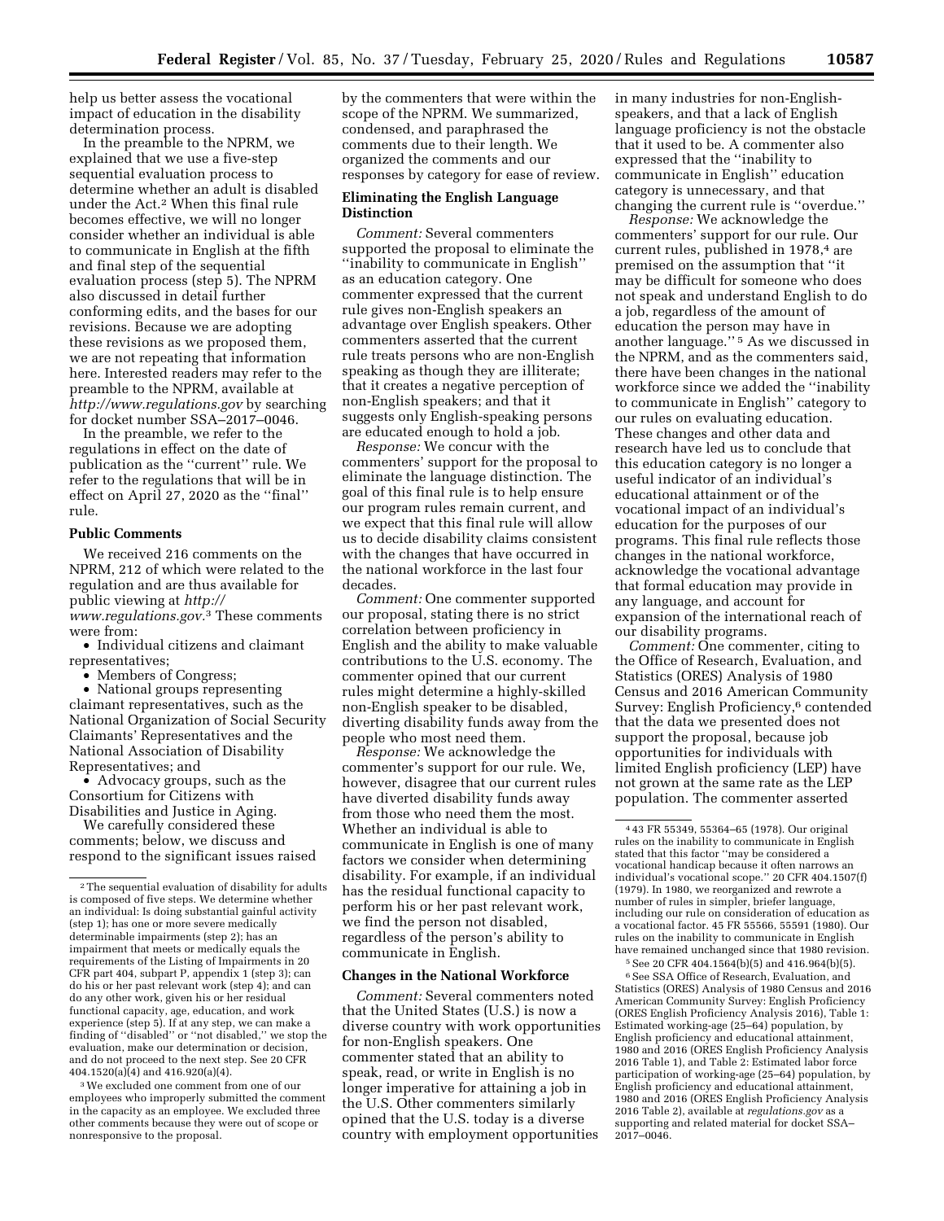help us better assess the vocational impact of education in the disability determination process.

In the preamble to the NPRM, we explained that we use a five-step sequential evaluation process to determine whether an adult is disabled under the Act.[2] When this final rule becomes effective, we will no longer consider whether an individual is able to communicate in English at the fifth and final step of the sequential evaluation process (step 5). The NPRM also discussed in detail further conforming edits, and the bases for our revisions. Because we are adopting these revisions as we proposed them, we are not repeating that information here. Interested readers may refer to the preamble to the NPRM, available at *http://www.regulations.gov* by searching for docket number SSA–2017–0046.

In the preamble, we refer to the regulations in effect on the date of publication as the ''current'' rule. We refer to the regulations that will be in effect on April 27, 2020 as the ''final'' rule.

## Public Comments

We received 216 comments on the NPRM, 212 of which were related to the regulation and are thus available for public viewing at *http://www.regulations.gov.*[3] These comments were from:

- Individual citizens and claimant representatives;
- Members of Congress;
- National groups representing claimant representatives, such as the National Organization of Social Security Claimants' Representatives and the National Association of Disability Representatives; and
- Advocacy groups, such as the Consortium for Citizens with Disabilities and Justice in Aging.

We carefully considered these comments; below, we discuss and respond to the significant issues raised by the commenters that were within the scope of the NPRM. We summarized, condensed, and paraphrased the comments due to their length. We organized the comments and our responses by category for ease of review.

### Eliminating the English Language Distinction

*Comment:* Several commenters supported the proposal to eliminate the ''inability to communicate in English'' as an education category. One commenter expressed that the current rule gives non-English speakers an advantage over English speakers. Other commenters asserted that the current rule treats persons who are non-English speaking as though they are illiterate; that it creates a negative perception of non-English speakers; and that it suggests only English-speaking persons are educated enough to hold a job.

*Response:* We concur with the commenters' support for the proposal to eliminate the language distinction. The goal of this final rule is to help ensure our program rules remain current, and we expect that this final rule will allow us to decide disability claims consistent with the changes that have occurred in the national workforce in the last four decades.

*Comment:* One commenter supported our proposal, stating there is no strict correlation between proficiency in English and the ability to make valuable contributions to the U.S. economy. The commenter opined that our current rules might determine a highly-skilled non-English speaker to be disabled, diverting disability funds away from the people who most need them.

*Response:* We acknowledge the commenter's support for our rule. We, however, disagree that our current rules have diverted disability funds away from those who need them the most. Whether an individual is able to communicate in English is one of many factors we consider when determining disability. For example, if an individual has the residual functional capacity to perform his or her past relevant work, we find the person not disabled, regardless of the person's ability to communicate in English.

### Changes in the National Workforce

*Comment:* Several commenters noted that the United States (U.S.) is now a diverse country with work opportunities for non-English speakers. One commenter stated that an ability to speak, read, or write in English is no longer imperative for attaining a job in the U.S. Other commenters similarly opined that the U.S. today is a diverse country with employment opportunities in many industries for non-English-speakers, and that a lack of English language proficiency is not the obstacle that it used to be. A commenter also expressed that the ''inability to communicate in English'' education category is unnecessary, and that changing the current rule is ''overdue.''

*Response:* We acknowledge the commenters' support for our rule. Our current rules, published in 1978,[4] are premised on the assumption that ''it may be difficult for someone who does not speak and understand English to do a job, regardless of the amount of education the person may have in another language.''[5] As we discussed in the NPRM, and as the commenters said, there have been changes in the national workforce since we added the ''inability to communicate in English'' category to our rules on evaluating education. These changes and other data and research have led us to conclude that this education category is no longer a useful indicator of an individual's educational attainment or of the vocational impact of an individual's education for the purposes of our programs. This final rule reflects those changes in the national workforce, acknowledge the vocational advantage that formal education may provide in any language, and account for expansion of the international reach of our disability programs.

*Comment:* One commenter, citing to the Office of Research, Evaluation, and Statistics (ORES) Analysis of 1980 Census and 2016 American Community Survey: English Proficiency,[6] contended that the data we presented does not support the proposal, because job opportunities for individuals with limited English proficiency (LEP) have not grown at the same rate as the LEP population. The commenter asserted

---

[2] The sequential evaluation of disability for adults is composed of five steps. We determine whether an individual: Is doing substantial gainful activity (step 1); has one or more severe medically determinable impairments (step 2); has an impairment that meets or medically equals the requirements of the Listing of Impairments in 20 CFR part 404, subpart P, appendix 1 (step 3); can do his or her past relevant work (step 4); and can do any other work, given his or her residual functional capacity, age, education, and work experience (step 5). If at any step, we can make a finding of ''disabled'' or ''not disabled,'' we stop the evaluation, make our determination or decision, and do not proceed to the next step. See 20 CFR 404.1520(a)(4) and 416.920(a)(4).

[3] We excluded one comment from one of our employees who improperly submitted the comment in the capacity as an employee. We excluded three other comments because they were out of scope or nonresponsive to the proposal.

[4] 43 FR 55349, 55364–65 (1978). Our original rules on the inability to communicate in English stated that this factor ''may be considered a vocational handicap because it often narrows an individual's vocational scope.'' 20 CFR 404.1507(f) (1979). In 1980, we reorganized and rewrote a number of rules in simpler, briefer language, including our rule on consideration of education as a vocational factor. 45 FR 55566, 55591 (1980). Our rules on the inability to communicate in English have remained unchanged since that 1980 revision.

[5] See 20 CFR 404.1564(b)(5) and 416.964(b)(5).

[6] See SSA Office of Research, Evaluation, and Statistics (ORES) Analysis of 1980 Census and 2016 American Community Survey: English Proficiency (ORES English Proficiency Analysis 2016), Table 1: Estimated working-age (25–64) population, by English proficiency and educational attainment, 1980 and 2016 (ORES English Proficiency Analysis 2016 Table 1), and Table 2: Estimated labor force participation of working-age (25–64) population, by English proficiency and educational attainment, 1980 and 2016 (ORES English Proficiency Analysis 2016 Table 2), available at *regulations.gov* as a supporting and related material for docket SSA–2017–0046.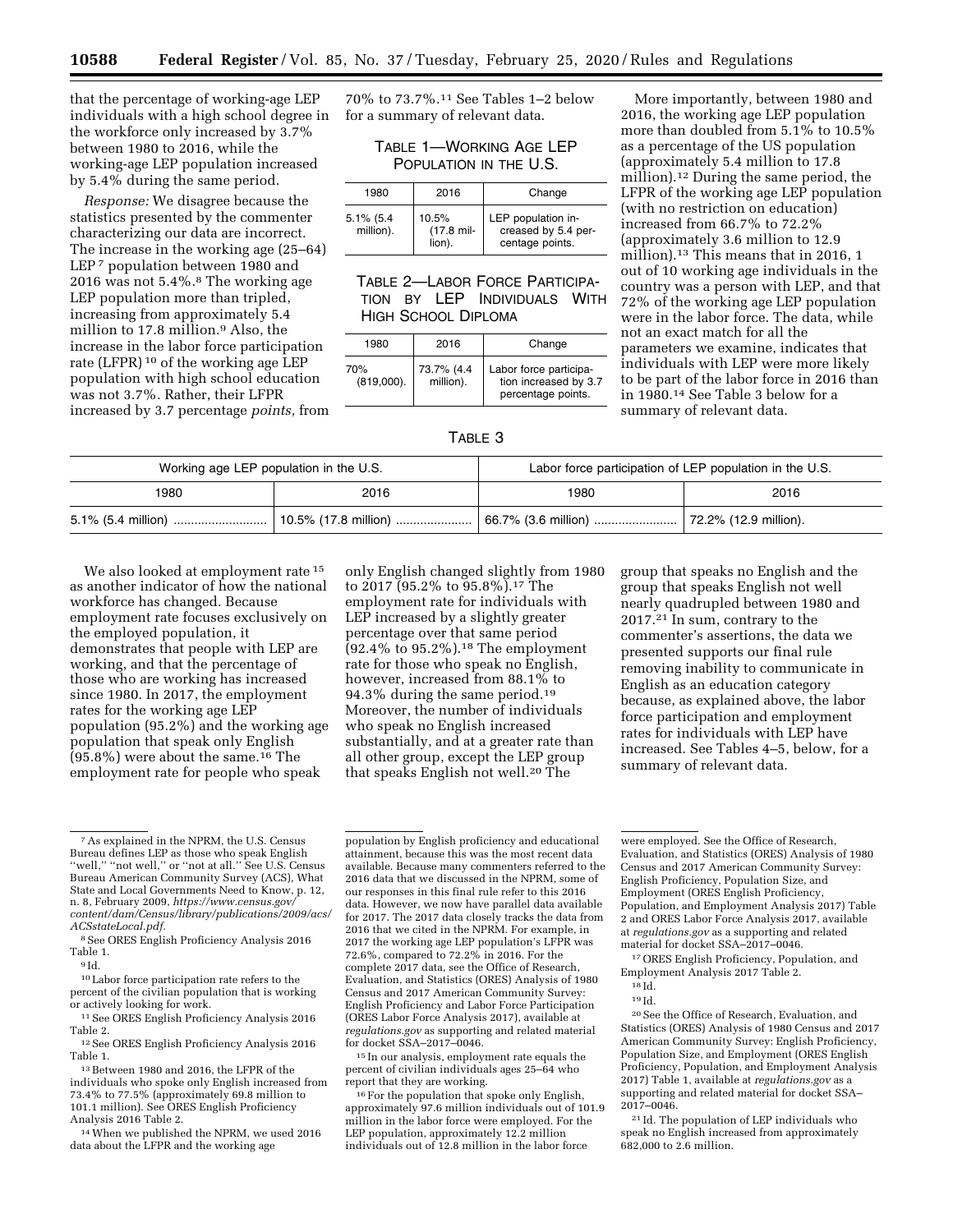that the percentage of working-age LEP individuals with a high school degree in the workforce only increased by 3.7% between 1980 to 2016, while the working-age LEP population increased by 5.4% during the same period.

*Response:* We disagree because the statistics presented by the commenter characterizing our data are incorrect. The increase in the working age (25–64) LEP [7] population between 1980 and 2016 was not 5.4%.[8] The working age LEP population more than tripled, increasing from approximately 5.4 million to 17.8 million.[9] Also, the increase in the labor force participation rate (LFPR) [10] of the working age LEP population with high school education was not 3.7%. Rather, their LFPR increased by 3.7 percentage *points,* from 70% to 73.7%.[11] See Tables 1–2 below for a summary of relevant data.

TABLE 1—WORKING AGE LEP POPULATION IN THE U.S.

| 1980 | 2016 | Change |
|---|---|---|
| 5.1% (5.4 million). | 10.5% (17.8 million). | LEP population increased by 5.4 percentage points. |

TABLE 2—LABOR FORCE PARTICIPATION BY LEP INDIVIDUALS WITH HIGH SCHOOL DIPLOMA

| 1980 | 2016 | Change |
|---|---|---|
| 70% (819,000). | 73.7% (4.4 million). | Labor force participation increased by 3.7 percentage points. |

More importantly, between 1980 and 2016, the working age LEP population more than doubled from 5.1% to 10.5% as a percentage of the US population (approximately 5.4 million to 17.8 million).[12] During the same period, the LFPR of the working age LEP population (with no restriction on education) increased from 66.7% to 72.2% (approximately 3.6 million to 12.9 million).[13] This means that in 2016, 1 out of 10 working age individuals in the country was a person with LEP, and that 72% of the working age LEP population were in the labor force. The data, while not an exact match for all the parameters we examine, indicates that individuals with LEP were more likely to be part of the labor force in 2016 than in 1980.[14] See Table 3 below for a summary of relevant data.

TABLE 3

| Working age LEP population in the U.S. | | Labor force participation of LEP population in the U.S. | |
|---|---|---|---|
| 1980 | 2016 | 1980 | 2016 |
| 5.1% (5.4 million) | 10.5% (17.8 million) | 66.7% (3.6 million) | 72.2% (12.9 million). |

We also looked at employment rate [15] as another indicator of how the national workforce has changed. Because employment rate focuses exclusively on the employed population, it demonstrates that people with LEP are working, and that the percentage of those who are working has increased since 1980. In 2017, the employment rates for the working age LEP population (95.2%) and the working age population that speak only English (95.8%) were about the same.[16] The employment rate for people who speak only English changed slightly from 1980 to 2017 (95.2% to 95.8%).[17] The employment rate for individuals with LEP increased by a slightly greater percentage over that same period (92.4% to 95.2%).[18] The employment rate for those who speak no English, however, increased from 88.1% to 94.3% during the same period.[19] Moreover, the number of individuals who speak no English increased substantially, and at a greater rate than all other group, except the LEP group that speaks English not well.[20] The group that speaks no English and the group that speaks English not well nearly quadrupled between 1980 and 2017.[21] In sum, contrary to the commenter's assertions, the data we presented supports our final rule removing inability to communicate in English as an education category because, as explained above, the labor force participation and employment rates for individuals with LEP have increased. See Tables 4–5, below, for a summary of relevant data.

---

[7] As explained in the NPRM, the U.S. Census Bureau defines LEP as those who speak English "well," "not well," or "not at all." See U.S. Census Bureau American Community Survey (ACS), What State and Local Governments Need to Know, p. 12, n. 8, February 2009, *https://www.census.gov/content/dam/Census/library/publications/2009/acs/ACSstateLocal.pdf.*

[8] See ORES English Proficiency Analysis 2016 Table 1.

[9] Id.

[10] Labor force participation rate refers to the percent of the civilian population that is working or actively looking for work.

[11] See ORES English Proficiency Analysis 2016 Table 2.

[12] See ORES English Proficiency Analysis 2016 Table 1.

[13] Between 1980 and 2016, the LFPR of the individuals who spoke only English increased from 73.4% to 77.5% (approximately 69.8 million to 101.1 million). See ORES English Proficiency Analysis 2016 Table 2.

[14] When we published the NPRM, we used 2016 data about the LFPR and the working age population by English proficiency and educational attainment, because this was the most recent data available. Because many commenters referred to the 2016 data that we discussed in the NPRM, some of our responses in this final rule refer to this 2016 data. However, we now have parallel data available for 2017. The 2017 data closely tracks the data from 2016 that we cited in the NPRM. For example, in 2017 the working age LEP population's LFPR was 72.6%, compared to 72.2% in 2016. For the complete 2017 data, see the Office of Research, Evaluation, and Statistics (ORES) Analysis of 1980 Census and 2017 American Community Survey: English Proficiency and Labor Force Participation (ORES Labor Force Analysis 2017), available at *regulations.gov* as supporting and related material for docket SSA–2017–0046.

[15] In our analysis, employment rate equals the percent of civilian individuals ages 25–64 who report that they are working.

[16] For the population that spoke only English, approximately 97.6 million individuals out of 101.9 million in the labor force were employed. For the LEP population, approximately 12.2 million individuals out of 12.8 million in the labor force were employed. See the Office of Research, Evaluation, and Statistics (ORES) Analysis of 1980 Census and 2017 American Community Survey: English Proficiency, Population Size, and Employment (ORES English Proficiency, Population, and Employment Analysis 2017) Table 2 and ORES Labor Force Analysis 2017, available at *regulations.gov* as a supporting and related material for docket SSA–2017–0046.

[17] ORES English Proficiency, Population, and Employment Analysis 2017 Table 2.

[18] Id.

[19] Id.

[20] See the Office of Research, Evaluation, and Statistics (ORES) Analysis of 1980 Census and 2017 American Community Survey: English Proficiency, Population Size, and Employment (ORES English Proficiency, Population, and Employment Analysis 2017) Table 1, available at *regulations.gov* as a supporting and related material for docket SSA–2017–0046.

[21] Id. The population of LEP individuals who speak no English increased from approximately 682,000 to 2.6 million.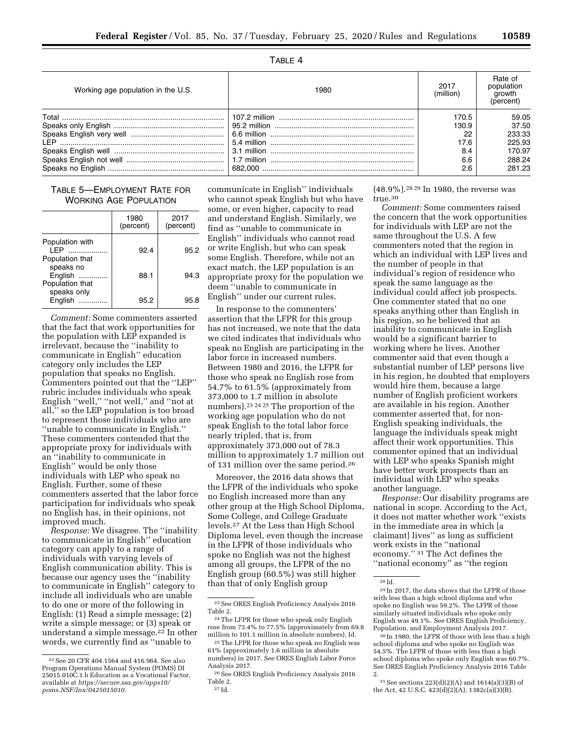TABLE 4

| Working age population in the U.S. | 1980 | 2017 (million) | Rate of population growth (percent) |
|---|---|---|---|
| Total | 107.2 million | 170.5 | 59.05 |
| Speaks only English | 95.2 million | 130.9 | 37.50 |
| Speaks English very well | 6.6 million | 22 | 233.33 |
| LEP | 5.4 million | 17.6 | 225.93 |
| Speaks English well | 3.1 million | 8.4 | 170.97 |
| Speaks English not well | 1.7 million | 6.6 | 288.24 |
| Speaks no English | 682,000 | 2.6 | 281.23 |

TABLE 5—EMPLOYMENT RATE FOR WORKING AGE POPULATION

| | 1980 (percent) | 2017 (percent) |
|---|---|---|
| Population with LEP | 92.4 | 95.2 |
| Population that speaks no English | 88.1 | 94.3 |
| Population that speaks only English | 95.2 | 95.8 |

*Comment:* Some commenters asserted that the fact that work opportunities for the population with LEP expanded is irrelevant, because the ''inability to communicate in English'' education category only includes the LEP population that speaks no English. Commenters pointed out that the ''LEP'' rubric includes individuals who speak English ''well,'' ''not well,'' and ''not at all,'' so the LEP population is too broad to represent those individuals who are ''unable to communicate in English.'' These commenters contended that the appropriate proxy for individuals with an ''inability to communicate in English'' would be only those individuals with LEP who speak no English. Further, some of these commenters asserted that the labor force participation for individuals who speak no English has, in their opinions, not improved much.

*Response:* We disagree. The ''inability to communicate in English'' education category can apply to a range of individuals with varying levels of English communication ability. This is because our agency uses the ''inability to communicate in English'' category to include all individuals who are unable to do one or more of the following in English: (1) Read a simple message; (2) write a simple message; or (3) speak or understand a simple message.[22] In other words, we currently find as ''unable to communicate in English'' individuals who cannot speak English but who have some, or even higher, capacity to read and understand English. Similarly, we find as ''unable to communicate in English'' individuals who cannot read or write English, but who can speak some English. Therefore, while not an exact match, the LEP population is an appropriate proxy for the population we deem ''unable to communicate in English'' under our current rules.

In response to the commenters' assertion that the LFPR for this group has not increased, we note that the data we cited indicates that individuals who speak no English are participating in the labor force in increased numbers. Between 1980 and 2016, the LFPR for those who speak no English rose from 54.7% to 61.5% (approximately from 373,000 to 1.7 million in absolute numbers).[23 24 25] The proportion of the working age population who do not speak English to the total labor force nearly tripled, that is, from approximately 373,000 out of 78.3 million to approximately 1.7 million out of 131 million over the same period.[26]

Moreover, the 2016 data shows that the LFPR of the individuals who spoke no English increased more than any other group at the High School Diploma, Some College, and College Graduate levels.[27] At the Less than High School Diploma level, even though the increase in the LFPR of those individuals who spoke no English was not the highest among all groups, the LFPR of the no English group (60.5%) was still higher than that of only English group (48.9%).[28 29] In 1980, the reverse was true.[30]

*Comment:* Some commenters raised the concern that the work opportunities for individuals with LEP are not the same throughout the U.S. A few commenters noted that the region in which an individual with LEP lives and the number of people in that individual's region of residence who speak the same language as the individual could affect job prospects. One commenter stated that no one speaks anything other than English in his region, so he believed that an inability to communicate in English would be a significant barrier to working where he lives. Another commenter said that even though a substantial number of LEP persons live in his region, he doubted that employers would hire them, because a large number of English proficient workers are available in his region. Another commenter asserted that, for non-English speaking individuals, the language the individuals speak might affect their work opportunities. This commenter opined that an individual with LEP who speaks Spanish might have better work prospects than an individual with LEP who speaks another language.

*Response:* Our disability programs are national in scope. According to the Act, it does not matter whether work ''exists in the immediate area in which [a claimant] lives'' as long as sufficient work exists in the ''national economy.'' [31] The Act defines the ''national economy'' as ''the region

---

[22] See 20 CFR 404.1564 and 416.964. See also Program Operations Manual System (POMS) DI 25015.010C.1.b Education as a Vocational Factor, available at *https://secure.ssa.gov/apps10/poms.NSF/lnx/0425015010.*

[23] See ORES English Proficiency Analysis 2016 Table 2.

[24] The LFPR for those who speak only English rose from 73.4% to 77.5% (approximately from 69.8 million to 101.1 million in absolute numbers). Id.

[25] The LFPR for those who speak no English was 61% (approximately 1.6 million in absolute numbers) in 2017. See ORES English Labor Force Analysis 2017.

[26] See ORES English Proficiency Analysis 2016 Table 2.

[27] Id.

[28] Id.

[29] In 2017, the data shows that the LFPR of those with less than a high school diploma and who spoke no English was 59.2%. The LFPR of those similarly situated individuals who spoke only English was 49.1%. See ORES English Proficiency, Population, and Employment Analysis 2017.

[30] In 1980, the LFPR of those with less than a high school diploma and who spoke no English was 54.5%. The LFPR of those with less than a high school diploma who spoke only English was 60.7%. See ORES English Proficiency Analysis 2016 Table 2.

[31] See sections 223(d)(2)(A) and 1614(a)(3)(B) of the Act, 42 U.S.C. 423(d)(2)(A), 1382c(a)(3)(B).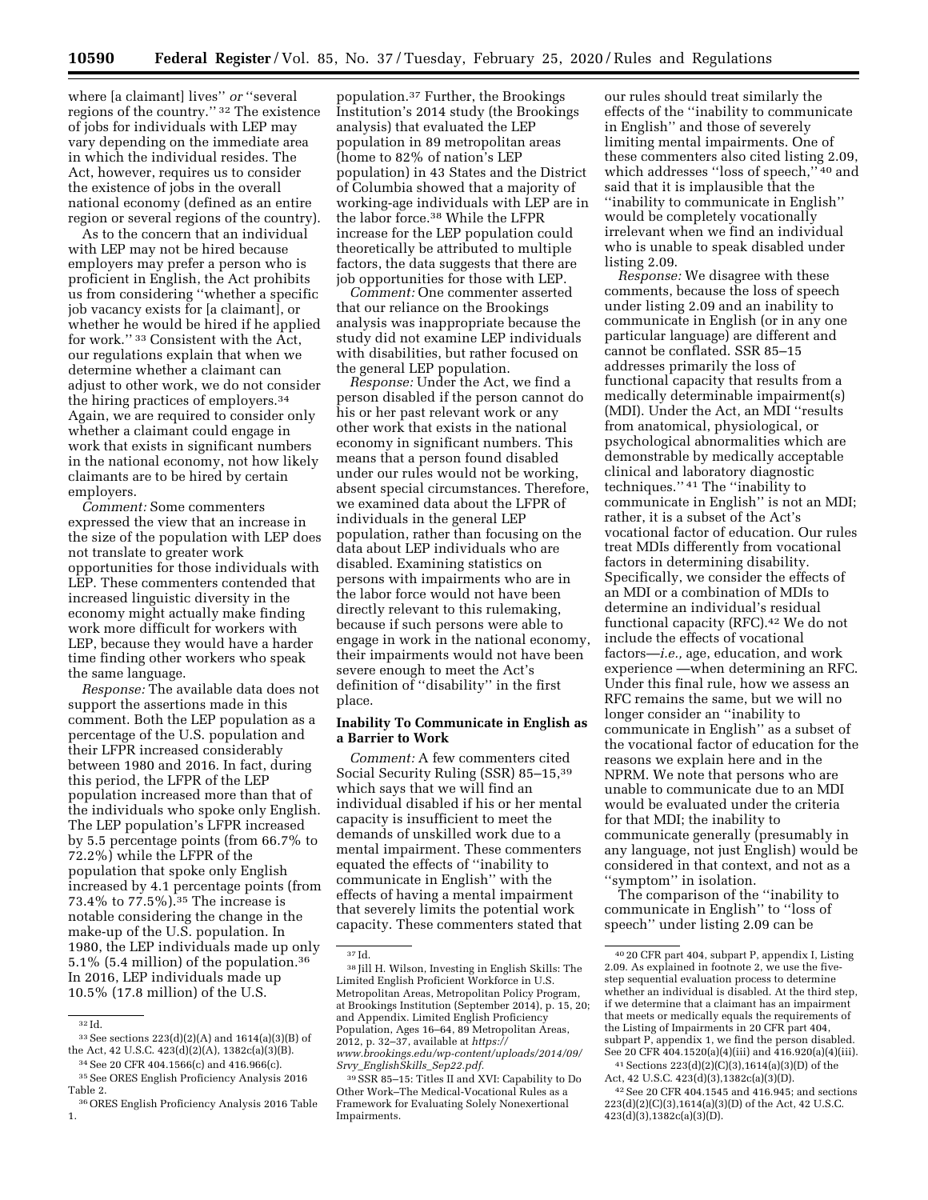where [a claimant] lives'' *or* ''several regions of the country.'' [32] The existence of jobs for individuals with LEP may vary depending on the immediate area in which the individual resides. The Act, however, requires us to consider the existence of jobs in the overall national economy (defined as an entire region or several regions of the country).

As to the concern that an individual with LEP may not be hired because employers may prefer a person who is proficient in English, the Act prohibits us from considering ''whether a specific job vacancy exists for [a claimant], or whether he would be hired if he applied for work.'' [33] Consistent with the Act, our regulations explain that when we determine whether a claimant can adjust to other work, we do not consider the hiring practices of employers.[34] Again, we are required to consider only whether a claimant could engage in work that exists in significant numbers in the national economy, not how likely claimants are to be hired by certain employers.

*Comment:* Some commenters expressed the view that an increase in the size of the population with LEP does not translate to greater work opportunities for those individuals with LEP. These commenters contended that increased linguistic diversity in the economy might actually make finding work more difficult for workers with LEP, because they would have a harder time finding other workers who speak the same language.

*Response:* The available data does not support the assertions made in this comment. Both the LEP population as a percentage of the U.S. population and their LFPR increased considerably between 1980 and 2016. In fact, during this period, the LFPR of the LEP population increased more than that of the individuals who spoke only English. The LEP population's LFPR increased by 5.5 percentage points (from 66.7% to 72.2%) while the LFPR of the population that spoke only English increased by 4.1 percentage points (from 73.4% to 77.5%).[35] The increase is notable considering the change in the make-up of the U.S. population. In 1980, the LEP individuals made up only 5.1% (5.4 million) of the population.[36] In 2016, LEP individuals made up 10.5% (17.8 million) of the U.S. population.[37] Further, the Brookings Institution's 2014 study (the Brookings analysis) that evaluated the LEP population in 89 metropolitan areas (home to 82% of nation's LEP population) in 43 States and the District of Columbia showed that a majority of working-age individuals with LEP are in the labor force.[38] While the LFPR increase for the LEP population could theoretically be attributed to multiple factors, the data suggests that there are job opportunities for those with LEP.

*Comment:* One commenter asserted that our reliance on the Brookings analysis was inappropriate because the study did not examine LEP individuals with disabilities, but rather focused on the general LEP population.

*Response:* Under the Act, we find a person disabled if the person cannot do his or her past relevant work or any other work that exists in the national economy in significant numbers. This means that a person found disabled under our rules would not be working, absent special circumstances. Therefore, we examined data about the LFPR of individuals in the general LEP population, rather than focusing on the data about LEP individuals who are disabled. Examining statistics on persons with impairments who are in the labor force would not have been directly relevant to this rulemaking, because if such persons were able to engage in work in the national economy, their impairments would not have been severe enough to meet the Act's definition of ''disability'' in the first place.

## Inability To Communicate in English as a Barrier to Work

*Comment:* A few commenters cited Social Security Ruling (SSR) 85–15,[39] which says that we will find an individual disabled if his or her mental capacity is insufficient to meet the demands of unskilled work due to a mental impairment. These commenters equated the effects of ''inability to communicate in English'' with the effects of having a mental impairment that severely limits the potential work capacity. These commenters stated that our rules should treat similarly the effects of the ''inability to communicate in English'' and those of severely limiting mental impairments. One of these commenters also cited listing 2.09, which addresses ''loss of speech,'' [40] and said that it is implausible that the ''inability to communicate in English'' would be completely vocationally irrelevant when we find an individual who is unable to speak disabled under listing 2.09.

*Response:* We disagree with these comments, because the loss of speech under listing 2.09 and an inability to communicate in English (or in any one particular language) are different and cannot be conflated. SSR 85–15 addresses primarily the loss of functional capacity that results from a medically determinable impairment(s) (MDI). Under the Act, an MDI ''results from anatomical, physiological, or psychological abnormalities which are demonstrable by medically acceptable clinical and laboratory diagnostic techniques.'' [41] The ''inability to communicate in English'' is not an MDI; rather, it is a subset of the Act's vocational factor of education. Our rules treat MDIs differently from vocational factors in determining disability. Specifically, we consider the effects of an MDI or a combination of MDIs to determine an individual's residual functional capacity (RFC).[42] We do not include the effects of vocational factors—*i.e.,* age, education, and work experience —when determining an RFC. Under this final rule, how we assess an RFC remains the same, but we will no longer consider an ''inability to communicate in English'' as a subset of the vocational factor of education for the reasons we explain here and in the NPRM. We note that persons who are unable to communicate due to an MDI would be evaluated under the criteria for that MDI; the inability to communicate generally (presumably in any language, not just English) would be considered in that context, and not as a ''symptom'' in isolation.

The comparison of the ''inability to communicate in English'' to ''loss of speech'' under listing 2.09 can be

---

[32] Id.

[33] See sections 223(d)(2)(A) and 1614(a)(3)(B) of the Act, 42 U.S.C. 423(d)(2)(A), 1382c(a)(3)(B).

[34] See 20 CFR 404.1566(c) and 416.966(c).

[35] See ORES English Proficiency Analysis 2016 Table 2.

[36] ORES English Proficiency Analysis 2016 Table 1.

[37] Id.

[38] Jill H. Wilson, Investing in English Skills: The Limited English Proficient Workforce in U.S. Metropolitan Areas, Metropolitan Policy Program, at Brookings Institution (September 2014), p. 15, 20; and Appendix. Limited English Proficiency Population, Ages 16–64, 89 Metropolitan Areas, 2012, p. 32–37, available at *https://www.brookings.edu/wp-content/uploads/2014/09/Srvy_EnglishSkills_Sep22.pdf.*

[39] SSR 85–15: Titles II and XVI: Capability to Do Other Work–The Medical-Vocational Rules as a Framework for Evaluating Solely Nonexertional Impairments.

[40] 20 CFR part 404, subpart P, appendix I, Listing 2.09. As explained in footnote 2, we use the five-step sequential evaluation process to determine whether an individual is disabled. At the third step, if we determine that a claimant has an impairment that meets or medically equals the requirements of the Listing of Impairments in 20 CFR part 404, subpart P, appendix 1, we find the person disabled. See 20 CFR 404.1520(a)(4)(iii) and 416.920(a)(4)(iii).

[41] Sections 223(d)(2)(C)(3),1614(a)(3)(D) of the Act, 42 U.S.C. 423(d)(3),1382c(a)(3)(D).

[42] See 20 CFR 404.1545 and 416.945; and sections 223(d)(2)(C)(3),1614(a)(3)(D) of the Act, 42 U.S.C. 423(d)(3),1382c(a)(3)(D).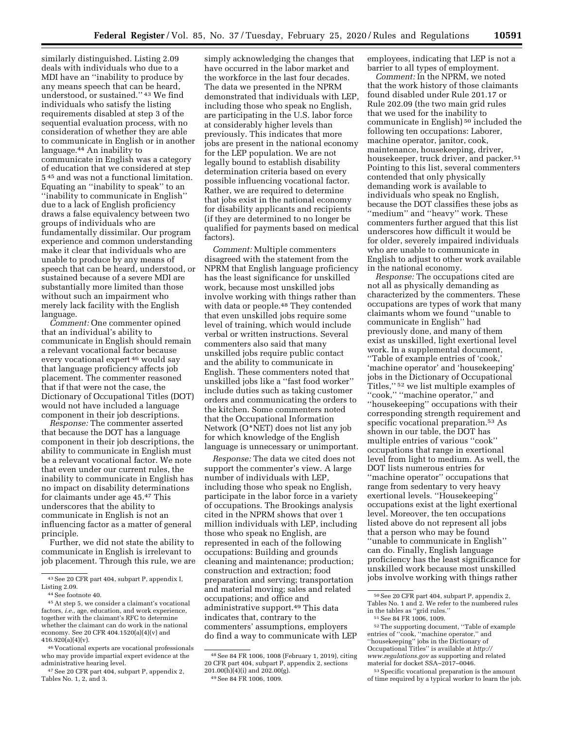similarly distinguished. Listing 2.09 deals with individuals who due to a MDI have an ''inability to produce by any means speech that can be heard, understood, or sustained.'' [43] We find individuals who satisfy the listing requirements disabled at step 3 of the sequential evaluation process, with no consideration of whether they are able to communicate in English or in another language.[44] An inability to communicate in English was a category of education that we considered at step 5 [45] and was not a functional limitation. Equating an ''inability to speak'' to an ''inability to communicate in English'' due to a lack of English proficiency draws a false equivalency between two groups of individuals who are fundamentally dissimilar. Our program experience and common understanding make it clear that individuals who are unable to produce by any means of speech that can be heard, understood, or sustained because of a severe MDI are substantially more limited than those without such an impairment who merely lack facility with the English language.

*Comment:* One commenter opined that an individual's ability to communicate in English should remain a relevant vocational factor because every vocational expert [46] would say that language proficiency affects job placement. The commenter reasoned that if that were not the case, the Dictionary of Occupational Titles (DOT) would not have included a language component in their job descriptions.

*Response:* The commenter asserted that because the DOT has a language component in their job descriptions, the ability to communicate in English must be a relevant vocational factor. We note that even under our current rules, the inability to communicate in English has no impact on disability determinations for claimants under age 45.[47] This underscores that the ability to communicate in English is not an influencing factor as a matter of general principle.

Further, we did not state the ability to communicate in English is irrelevant to job placement. Through this rule, we are simply acknowledging the changes that have occurred in the labor market and the workforce in the last four decades. The data we presented in the NPRM demonstrated that individuals with LEP, including those who speak no English, are participating in the U.S. labor force at considerably higher levels than previously. This indicates that more jobs are present in the national economy for the LEP population. We are not legally bound to establish disability determination criteria based on every possible influencing vocational factor. Rather, we are required to determine that jobs exist in the national economy for disability applicants and recipients (if they are determined to no longer be qualified for payments based on medical factors).

*Comment:* Multiple commenters disagreed with the statement from the NPRM that English language proficiency has the least significance for unskilled work, because most unskilled jobs involve working with things rather than with data or people.[48] They contended that even unskilled jobs require some level of training, which would include verbal or written instructions. Several commenters also said that many unskilled jobs require public contact and the ability to communicate in English. These commenters noted that unskilled jobs like a ''fast food worker'' include duties such as taking customer orders and communicating the orders to the kitchen. Some commenters noted that the Occupational Information Network (O*NET) does not list any job for which knowledge of the English language is unnecessary or unimportant.

*Response:* The data we cited does not support the commenter's view. A large number of individuals with LEP, including those who speak no English, participate in the labor force in a variety of occupations. The Brookings analysis cited in the NPRM shows that over 1 million individuals with LEP, including those who speak no English, are represented in each of the following occupations: Building and grounds cleaning and maintenance; production; construction and extraction; food preparation and serving; transportation and material moving; sales and related occupations; and office and administrative support.[49] This data indicates that, contrary to the commenters' assumptions, employers do find a way to communicate with LEP employees, indicating that LEP is not a barrier to all types of employment.

*Comment:* In the NPRM, we noted that the work history of those claimants found disabled under Rule 201.17 or Rule 202.09 (the two main grid rules that we used for the inability to communicate in English) [50] included the following ten occupations: Laborer, machine operator, janitor, cook, maintenance, housekeeping, driver, housekeeper, truck driver, and packer.[51] Pointing to this list, several commenters contended that only physically demanding work is available to individuals who speak no English, because the DOT classifies these jobs as ''medium'' and ''heavy'' work. These commenters further argued that this list underscores how difficult it would be for older, severely impaired individuals who are unable to communicate in English to adjust to other work available in the national economy.

*Response:* The occupations cited are not all as physically demanding as characterized by the commenters. These occupations are types of work that many claimants whom we found ''unable to communicate in English'' had previously done, and many of them exist as unskilled, light exertional level work. In a supplemental document, ''Table of example entries of 'cook,' 'machine operator' and 'housekeeping' jobs in the Dictionary of Occupational Titles,'' [52] we list multiple examples of ''cook,'' ''machine operator,'' and ''housekeeping'' occupations with their corresponding strength requirement and specific vocational preparation.[53] As shown in our table, the DOT has multiple entries of various ''cook'' occupations that range in exertional level from light to medium. As well, the DOT lists numerous entries for ''machine operator'' occupations that range from sedentary to very heavy exertional levels. ''Housekeeping'' occupations exist at the light exertional level. Moreover, the ten occupations listed above do not represent all jobs that a person who may be found ''unable to communicate in English'' can do. Finally, English language proficiency has the least significance for unskilled work because most unskilled jobs involve working with things rather

---

[43] See 20 CFR part 404, subpart P, appendix I, Listing 2.09.

[44] See footnote 40.

[45] At step 5, we consider a claimant's vocational factors, *i.e.,* age, education, and work experience, together with the claimant's RFC to determine whether the claimant can do work in the national economy. See 20 CFR 404.1520(a)(4)(v) and 416.920(a)(4)(v).

[46] Vocational experts are vocational professionals who may provide impartial expert evidence at the administrative hearing level.

[47] See 20 CFR part 404, subpart P, appendix 2, Tables No. 1, 2, and 3.

[48] See 84 FR 1006, 1008 (February 1, 2019), citing 20 CFR part 404, subpart P, appendix 2, sections 201.00(h)(4)(i) and 202.00(g).

[49] See 84 FR 1006, 1009.

[50] See 20 CFR part 404, subpart P, appendix 2, Tables No. 1 and 2. We refer to the numbered rules in the tables as ''grid rules.''

[51] See 84 FR 1006, 1009.

[52] The supporting document, ''Table of example entries of ''cook,'' ''machine operator,'' and ''housekeeping'' jobs in the Dictionary of Occupational Titles'' is available at *http://www.regulations.gov* as supporting and related material for docket SSA–2017–0046.

[53] Specific vocational preparation is the amount of time required by a typical worker to learn the job.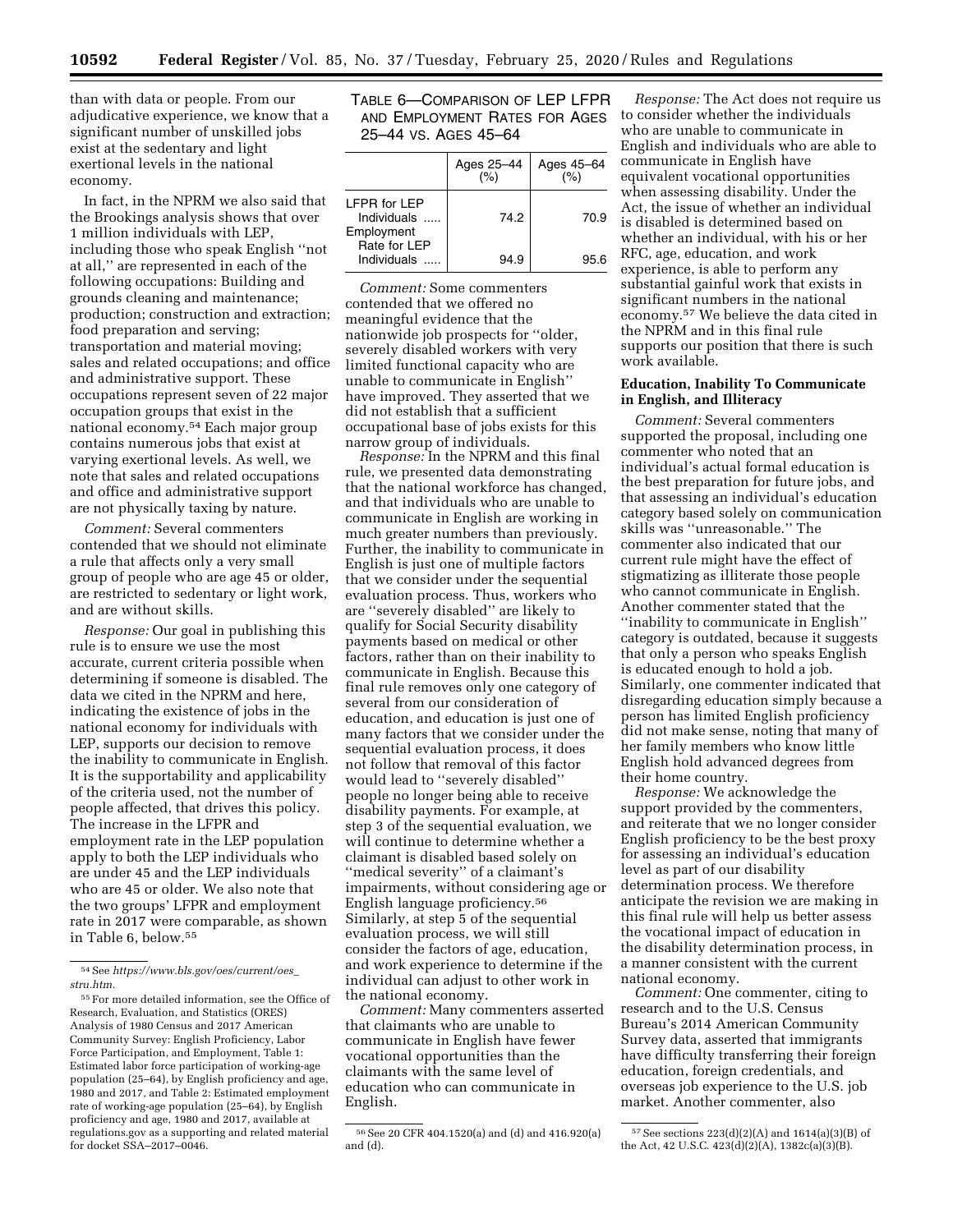than with data or people. From our adjudicative experience, we know that a significant number of unskilled jobs exist at the sedentary and light exertional levels in the national economy.

In fact, in the NPRM we also said that the Brookings analysis shows that over 1 million individuals with LEP, including those who speak English ''not at all,'' are represented in each of the following occupations: Building and grounds cleaning and maintenance; production; construction and extraction; food preparation and serving; transportation and material moving; sales and related occupations; and office and administrative support. These occupations represent seven of 22 major occupation groups that exist in the national economy.[54] Each major group contains numerous jobs that exist at varying exertional levels. As well, we note that sales and related occupations and office and administrative support are not physically taxing by nature.

*Comment:* Several commenters contended that we should not eliminate a rule that affects only a very small group of people who are age 45 or older, are restricted to sedentary or light work, and are without skills.

*Response:* Our goal in publishing this rule is to ensure we use the most accurate, current criteria possible when determining if someone is disabled. The data we cited in the NPRM and here, indicating the existence of jobs in the national economy for individuals with LEP, supports our decision to remove the inability to communicate in English. It is the supportability and applicability of the criteria used, not the number of people affected, that drives this policy. The increase in the LFPR and employment rate in the LEP population apply to both the LEP individuals who are under 45 and the LEP individuals who are 45 or older. We also note that the two groups' LFPR and employment rate in 2017 were comparable, as shown in Table 6, below.[55]

TABLE 6—COMPARISON OF LEP LFPR AND EMPLOYMENT RATES FOR AGES 25–44 VS. AGES 45–64

| | Ages 25–44 (%) | Ages 45–64 (%) |
|---|---|---|
| LFPR for LEP Individuals | 74.2 | 70.9 |
| Employment Rate for LEP Individuals | 94.9 | 95.6 |

*Comment:* Some commenters contended that we offered no meaningful evidence that the nationwide job prospects for ''older, severely disabled workers with very limited functional capacity who are unable to communicate in English'' have improved. They asserted that we did not establish that a sufficient occupational base of jobs exists for this narrow group of individuals.

*Response:* In the NPRM and this final rule, we presented data demonstrating that the national workforce has changed, and that individuals who are unable to communicate in English are working in much greater numbers than previously. Further, the inability to communicate in English is just one of multiple factors that we consider under the sequential evaluation process. Thus, workers who are ''severely disabled'' are likely to qualify for Social Security disability payments based on medical or other factors, rather than on their inability to communicate in English. Because this final rule removes only one category of several from our consideration of education, and education is just one of many factors that we consider under the sequential evaluation process, it does not follow that removal of this factor would lead to ''severely disabled'' people no longer being able to receive disability payments. For example, at step 3 of the sequential evaluation, we will continue to determine whether a claimant is disabled based solely on ''medical severity'' of a claimant's impairments, without considering age or English language proficiency.[56] Similarly, at step 5 of the sequential evaluation process, we will still consider the factors of age, education, and work experience to determine if the individual can adjust to other work in the national economy.

*Comment:* Many commenters asserted that claimants who are unable to communicate in English have fewer vocational opportunities than the claimants with the same level of education who can communicate in English.

*Response:* The Act does not require us to consider whether the individuals who are unable to communicate in English and individuals who are able to communicate in English have equivalent vocational opportunities when assessing disability. Under the Act, the issue of whether an individual is disabled is determined based on whether an individual, with his or her RFC, age, education, and work experience, is able to perform any substantial gainful work that exists in significant numbers in the national economy.[57] We believe the data cited in the NPRM and in this final rule supports our position that there is such work available.

## Education, Inability To Communicate in English, and Illiteracy

*Comment:* Several commenters supported the proposal, including one commenter who noted that an individual's actual formal education is the best preparation for future jobs, and that assessing an individual's education category based solely on communication skills was ''unreasonable.'' The commenter also indicated that our current rule might have the effect of stigmatizing as illiterate those people who cannot communicate in English. Another commenter stated that the ''inability to communicate in English'' category is outdated, because it suggests that only a person who speaks English is educated enough to hold a job. Similarly, one commenter indicated that disregarding education simply because a person has limited English proficiency did not make sense, noting that many of her family members who know little English hold advanced degrees from their home country.

*Response:* We acknowledge the support provided by the commenters, and reiterate that we no longer consider English proficiency to be the best proxy for assessing an individual's education level as part of our disability determination process. We therefore anticipate the revision we are making in this final rule will help us better assess the vocational impact of education in the disability determination process, in a manner consistent with the current national economy.

*Comment:* One commenter, citing to research and to the U.S. Census Bureau's 2014 American Community Survey data, asserted that immigrants have difficulty transferring their foreign education, foreign credentials, and overseas job experience to the U.S. job market. Another commenter, also

---

[54] See *https://www.bls.gov/oes/current/oes_stru.htm.*

[55] For more detailed information, see the Office of Research, Evaluation, and Statistics (ORES) Analysis of 1980 Census and 2017 American Community Survey: English Proficiency, Labor Force Participation, and Employment, Table 1: Estimated labor force participation of working-age population (25–64), by English proficiency and age, 1980 and 2017, and Table 2: Estimated employment rate of working-age population (25–64), by English proficiency and age, 1980 and 2017, available at regulations.gov as a supporting and related material for docket SSA–2017–0046.

[56] See 20 CFR 404.1520(a) and (d) and 416.920(a) and (d).

[57] See sections 223(d)(2)(A) and 1614(a)(3)(B) of the Act, 42 U.S.C. 423(d)(2)(A), 1382c(a)(3)(B).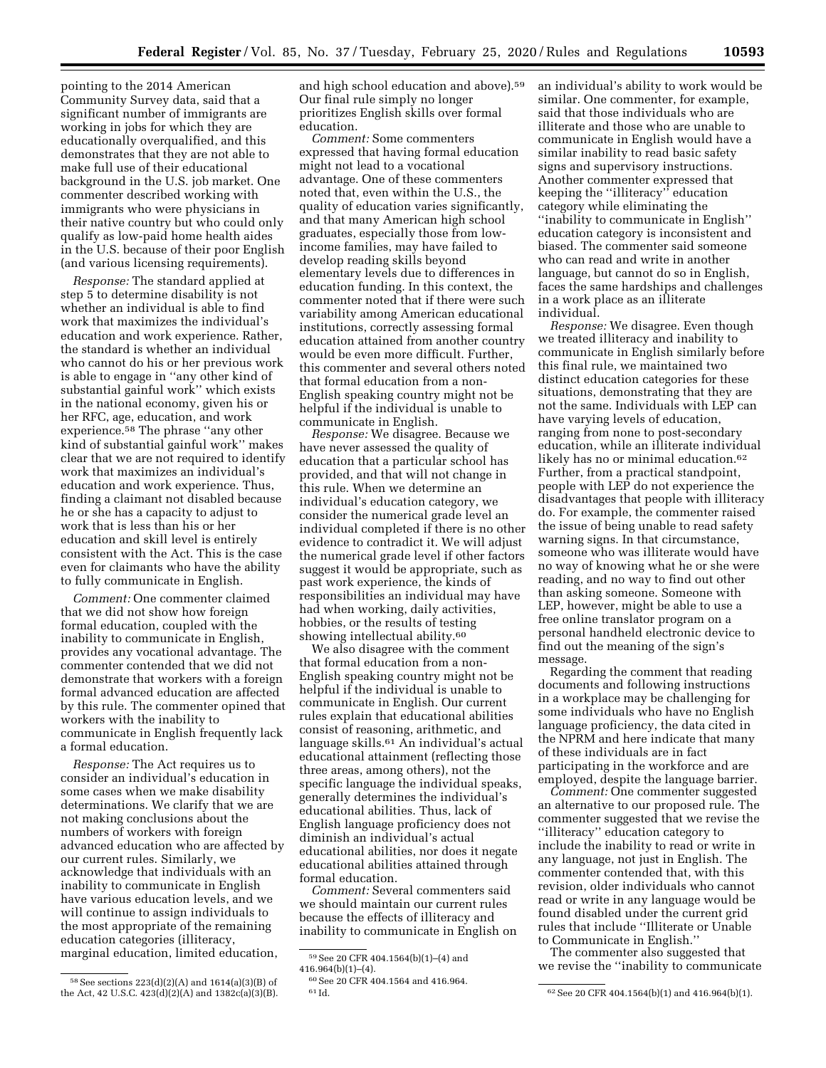pointing to the 2014 American Community Survey data, said that a significant number of immigrants are working in jobs for which they are educationally overqualified, and this demonstrates that they are not able to make full use of their educational background in the U.S. job market. One commenter described working with immigrants who were physicians in their native country but who could only qualify as low-paid home health aides in the U.S. because of their poor English (and various licensing requirements).

*Response:* The standard applied at step 5 to determine disability is not whether an individual is able to find work that maximizes the individual's education and work experience. Rather, the standard is whether an individual who cannot do his or her previous work is able to engage in ''any other kind of substantial gainful work'' which exists in the national economy, given his or her RFC, age, education, and work experience.[58] The phrase ''any other kind of substantial gainful work'' makes clear that we are not required to identify work that maximizes an individual's education and work experience. Thus, finding a claimant not disabled because he or she has a capacity to adjust to work that is less than his or her education and skill level is entirely consistent with the Act. This is the case even for claimants who have the ability to fully communicate in English.

*Comment:* One commenter claimed that we did not show how foreign formal education, coupled with the inability to communicate in English, provides any vocational advantage. The commenter contended that we did not demonstrate that workers with a foreign formal advanced education are affected by this rule. The commenter opined that workers with the inability to communicate in English frequently lack a formal education.

*Response:* The Act requires us to consider an individual's education in some cases when we make disability determinations. We clarify that we are not making conclusions about the numbers of workers with foreign advanced education who are affected by our current rules. Similarly, we acknowledge that individuals with an inability to communicate in English have various education levels, and we will continue to assign individuals to the most appropriate of the remaining education categories (illiteracy, marginal education, limited education, and high school education and above).[59] Our final rule simply no longer prioritizes English skills over formal education.

*Comment:* Some commenters expressed that having formal education might not lead to a vocational advantage. One of these commenters noted that, even within the U.S., the quality of education varies significantly, and that many American high school graduates, especially those from low-income families, may have failed to develop reading skills beyond elementary levels due to differences in education funding. In this context, the commenter noted that if there were such variability among American educational institutions, correctly assessing formal education attained from another country would be even more difficult. Further, this commenter and several others noted that formal education from a non-English speaking country might not be helpful if the individual is unable to communicate in English.

*Response:* We disagree. Because we have never assessed the quality of education that a particular school has provided, and that will not change in this rule. When we determine an individual's education category, we consider the numerical grade level an individual completed if there is no other evidence to contradict it. We will adjust the numerical grade level if other factors suggest it would be appropriate, such as past work experience, the kinds of responsibilities an individual may have had when working, daily activities, hobbies, or the results of testing showing intellectual ability.[60]

We also disagree with the comment that formal education from a non-English speaking country might not be helpful if the individual is unable to communicate in English. Our current rules explain that educational abilities consist of reasoning, arithmetic, and language skills.[61] An individual's actual educational attainment (reflecting those three areas, among others), not the specific language the individual speaks, generally determines the individual's educational abilities. Thus, lack of English language proficiency does not diminish an individual's actual educational abilities, nor does it negate educational abilities attained through formal education.

*Comment:* Several commenters said we should maintain our current rules because the effects of illiteracy and inability to communicate in English on an individual's ability to work would be similar. One commenter, for example, said that those individuals who are illiterate and those who are unable to communicate in English would have a similar inability to read basic safety signs and supervisory instructions. Another commenter expressed that keeping the ''illiteracy'' education category while eliminating the ''inability to communicate in English'' education category is inconsistent and biased. The commenter said someone who can read and write in another language, but cannot do so in English, faces the same hardships and challenges in a work place as an illiterate individual.

*Response:* We disagree. Even though we treated illiteracy and inability to communicate in English similarly before this final rule, we maintained two distinct education categories for these situations, demonstrating that they are not the same. Individuals with LEP can have varying levels of education, ranging from none to post-secondary education, while an illiterate individual likely has no or minimal education.[62] Further, from a practical standpoint, people with LEP do not experience the disadvantages that people with illiteracy do. For example, the commenter raised the issue of being unable to read safety warning signs. In that circumstance, someone who was illiterate would have no way of knowing what he or she were reading, and no way to find out other than asking someone. Someone with LEP, however, might be able to use a free online translator program on a personal handheld electronic device to find out the meaning of the sign's message.

Regarding the comment that reading documents and following instructions in a workplace may be challenging for some individuals who have no English language proficiency, the data cited in the NPRM and here indicate that many of these individuals are in fact participating in the workforce and are employed, despite the language barrier.

*Comment:* One commenter suggested an alternative to our proposed rule. The commenter suggested that we revise the ''illiteracy'' education category to include the inability to read or write in any language, not just in English. The commenter contended that, with this revision, older individuals who cannot read or write in any language would be found disabled under the current grid rules that include ''Illiterate or Unable to Communicate in English.''

The commenter also suggested that we revise the ''inability to communicate

---

[58] See sections 223(d)(2)(A) and 1614(a)(3)(B) of the Act, 42 U.S.C. 423(d)(2)(A) and 1382c(a)(3)(B).

[59] See 20 CFR 404.1564(b)(1)–(4) and 416.964(b)(1)–(4).

[60] See 20 CFR 404.1564 and 416.964.

[61] Id.

[62] See 20 CFR 404.1564(b)(1) and 416.964(b)(1).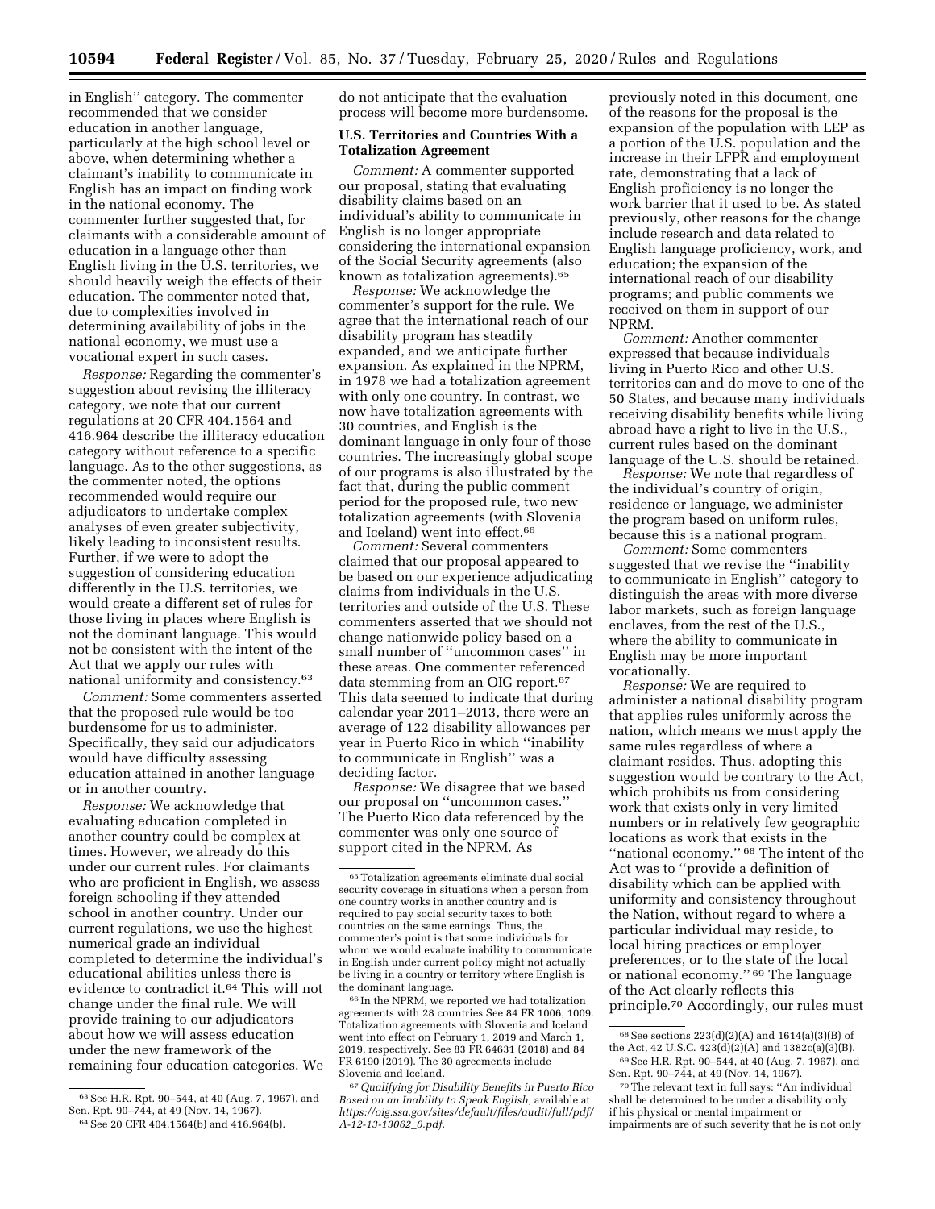in English'' category. The commenter recommended that we consider education in another language, particularly at the high school level or above, when determining whether a claimant's inability to communicate in English has an impact on finding work in the national economy. The commenter further suggested that, for claimants with a considerable amount of education in a language other than English living in the U.S. territories, we should heavily weigh the effects of their education. The commenter noted that, due to complexities involved in determining availability of jobs in the national economy, we must use a vocational expert in such cases.

*Response:* Regarding the commenter's suggestion about revising the illiteracy category, we note that our current regulations at 20 CFR 404.1564 and 416.964 describe the illiteracy education category without reference to a specific language. As to the other suggestions, as the commenter noted, the options recommended would require our adjudicators to undertake complex analyses of even greater subjectivity, likely leading to inconsistent results. Further, if we were to adopt the suggestion of considering education differently in the U.S. territories, we would create a different set of rules for those living in places where English is not the dominant language. This would not be consistent with the intent of the Act that we apply our rules with national uniformity and consistency.[63]

*Comment:* Some commenters asserted that the proposed rule would be too burdensome for us to administer. Specifically, they said our adjudicators would have difficulty assessing education attained in another language or in another country.

*Response:* We acknowledge that evaluating education completed in another country could be complex at times. However, we already do this under our current rules. For claimants who are proficient in English, we assess foreign schooling if they attended school in another country. Under our current regulations, we use the highest numerical grade an individual completed to determine the individual's educational abilities unless there is evidence to contradict it.[64] This will not change under the final rule. We will provide training to our adjudicators about how we will assess education under the new framework of the remaining four education categories. We do not anticipate that the evaluation process will become more burdensome.

**U.S. Territories and Countries With a Totalization Agreement**

*Comment:* A commenter supported our proposal, stating that evaluating disability claims based on an individual's ability to communicate in English is no longer appropriate considering the international expansion of the Social Security agreements (also known as totalization agreements).[65]

*Response:* We acknowledge the commenter's support for the rule. We agree that the international reach of our disability program has steadily expanded, and we anticipate further expansion. As explained in the NPRM, in 1978 we had a totalization agreement with only one country. In contrast, we now have totalization agreements with 30 countries, and English is the dominant language in only four of those countries. The increasingly global scope of our programs is also illustrated by the fact that, during the public comment period for the proposed rule, two new totalization agreements (with Slovenia and Iceland) went into effect.[66]

*Comment:* Several commenters claimed that our proposal appeared to be based on our experience adjudicating claims from individuals in the U.S. territories and outside of the U.S. These commenters asserted that we should not change nationwide policy based on a small number of ''uncommon cases'' in these areas. One commenter referenced data stemming from an OIG report.[67] This data seemed to indicate that during calendar year 2011–2013, there were an average of 122 disability allowances per year in Puerto Rico in which ''inability to communicate in English'' was a deciding factor.

*Response:* We disagree that we based our proposal on ''uncommon cases.'' The Puerto Rico data referenced by the commenter was only one source of support cited in the NPRM. As previously noted in this document, one of the reasons for the proposal is the expansion of the population with LEP as a portion of the U.S. population and the increase in their LFPR and employment rate, demonstrating that a lack of English proficiency is no longer the work barrier that it used to be. As stated previously, other reasons for the change include research and data related to English language proficiency, work, and education; the expansion of the international reach of our disability programs; and public comments we received on them in support of our NPRM.

*Comment:* Another commenter expressed that because individuals living in Puerto Rico and other U.S. territories can and do move to one of the 50 States, and because many individuals receiving disability benefits while living abroad have a right to live in the U.S., current rules based on the dominant language of the U.S. should be retained.

*Response:* We note that regardless of the individual's country of origin, residence or language, we administer the program based on uniform rules, because this is a national program.

*Comment:* Some commenters suggested that we revise the ''inability to communicate in English'' category to distinguish the areas with more diverse labor markets, such as foreign language enclaves, from the rest of the U.S., where the ability to communicate in English may be more important vocationally.

*Response:* We are required to administer a national disability program that applies rules uniformly across the nation, which means we must apply the same rules regardless of where a claimant resides. Thus, adopting this suggestion would be contrary to the Act, which prohibits us from considering work that exists only in very limited numbers or in relatively few geographic locations as work that exists in the ''national economy.''[68] The intent of the Act was to ''provide a definition of disability which can be applied with uniformity and consistency throughout the Nation, without regard to where a particular individual may reside, to local hiring practices or employer preferences, or to the state of the local or national economy.''[69] The language of the Act clearly reflects this principle.[70] Accordingly, our rules must

---

[63] See H.R. Rpt. 90–544, at 40 (Aug. 7, 1967), and Sen. Rpt. 90–744, at 49 (Nov. 14, 1967).

[64] See 20 CFR 404.1564(b) and 416.964(b).

[65] Totalization agreements eliminate dual social security coverage in situations when a person from one country works in another country and is required to pay social security taxes to both countries on the same earnings. Thus, the commenter's point is that some individuals for whom we would evaluate inability to communicate in English under current policy might not actually be living in a country or territory where English is the dominant language.

[66] In the NPRM, we reported we had totalization agreements with 28 countries See 84 FR 1006, 1009. Totalization agreements with Slovenia and Iceland went into effect on February 1, 2019 and March 1, 2019, respectively. See 83 FR 64631 (2018) and 84 FR 6190 (2019). The 30 agreements include Slovenia and Iceland.

[67] *Qualifying for Disability Benefits in Puerto Rico Based on an Inability to Speak English*, available at *https://oig.ssa.gov/sites/default/files/audit/full/pdf/A-12-13-13062_0.pdf*.

[68] See sections 223(d)(2)(A) and 1614(a)(3)(B) of the Act, 42 U.S.C. 423(d)(2)(A) and 1382c(a)(3)(B).

[69] See H.R. Rpt. 90–544, at 40 (Aug. 7, 1967), and Sen. Rpt. 90–744, at 49 (Nov. 14, 1967).

[70] The relevant text in full says: ''An individual shall be determined to be under a disability only if his physical or mental impairment or impairments are of such severity that he is not only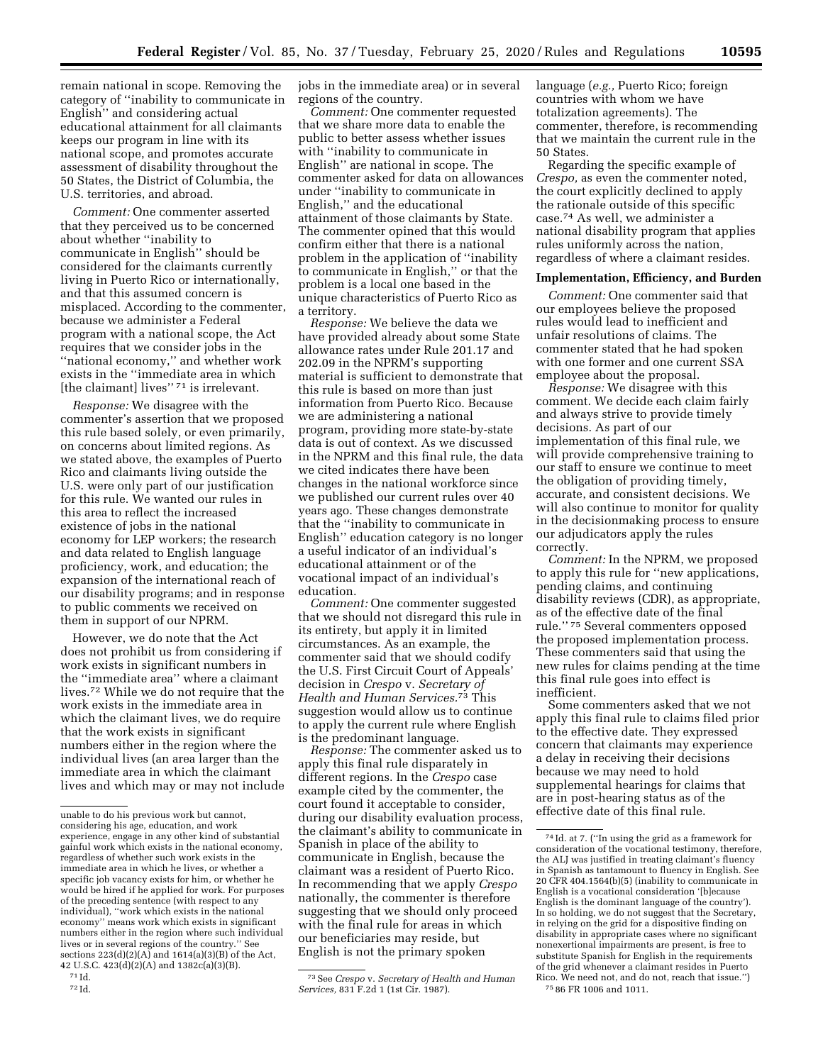remain national in scope. Removing the category of ''inability to communicate in English'' and considering actual educational attainment for all claimants keeps our program in line with its national scope, and promotes accurate assessment of disability throughout the 50 States, the District of Columbia, the U.S. territories, and abroad.

*Comment:* One commenter asserted that they perceived us to be concerned about whether ''inability to communicate in English'' should be considered for the claimants currently living in Puerto Rico or internationally, and that this assumed concern is misplaced. According to the commenter, because we administer a Federal program with a national scope, the Act requires that we consider jobs in the ''national economy,'' and whether work exists in the ''immediate area in which [the claimant] lives'' [71] is irrelevant.

*Response:* We disagree with the commenter's assertion that we proposed this rule based solely, or even primarily, on concerns about limited regions. As we stated above, the examples of Puerto Rico and claimants living outside the U.S. were only part of our justification for this rule. We wanted our rules in this area to reflect the increased existence of jobs in the national economy for LEP workers; the research and data related to English language proficiency, work, and education; the expansion of the international reach of our disability programs; and in response to public comments we received on them in support of our NPRM.

However, we do note that the Act does not prohibit us from considering if work exists in significant numbers in the ''immediate area'' where a claimant lives.[72] While we do not require that the work exists in the immediate area in which the claimant lives, we do require that the work exists in significant numbers either in the region where the individual lives (an area larger than the immediate area in which the claimant lives and which may or may not include jobs in the immediate area) or in several regions of the country.

*Comment:* One commenter requested that we share more data to enable the public to better assess whether issues with ''inability to communicate in English'' are national in scope. The commenter asked for data on allowances under ''inability to communicate in English,'' and the educational attainment of those claimants by State. The commenter opined that this would confirm either that there is a national problem in the application of ''inability to communicate in English,'' or that the problem is a local one based in the unique characteristics of Puerto Rico as a territory.

*Response:* We believe the data we have provided already about some State allowance rates under Rule 201.17 and 202.09 in the NPRM's supporting material is sufficient to demonstrate that this rule is based on more than just information from Puerto Rico. Because we are administering a national program, providing more state-by-state data is out of context. As we discussed in the NPRM and this final rule, the data we cited indicates there have been changes in the national workforce since we published our current rules over 40 years ago. These changes demonstrate that the ''inability to communicate in English'' education category is no longer a useful indicator of an individual's educational attainment or of the vocational impact of an individual's education.

*Comment:* One commenter suggested that we should not disregard this rule in its entirety, but apply it in limited circumstances. As an example, the commenter said that we should codify the U.S. First Circuit Court of Appeals' decision in *Crespo* v. *Secretary of Health and Human Services.*[73] This suggestion would allow us to continue to apply the current rule where English is the predominant language.

*Response:* The commenter asked us to apply this final rule disparately in different regions. In the *Crespo* case example cited by the commenter, the court found it acceptable to consider, during our disability evaluation process, the claimant's ability to communicate in Spanish in place of the ability to communicate in English, because the claimant was a resident of Puerto Rico. In recommending that we apply *Crespo* nationally, the commenter is therefore suggesting that we should only proceed with the final rule for areas in which our beneficiaries may reside, but English is not the primary spoken language (*e.g.,* Puerto Rico; foreign countries with whom we have totalization agreements). The commenter, therefore, is recommending that we maintain the current rule in the 50 States.

Regarding the specific example of *Crespo,* as even the commenter noted, the court explicitly declined to apply the rationale outside of this specific case.[74] As well, we administer a national disability program that applies rules uniformly across the nation, regardless of where a claimant resides.

**Implementation, Efficiency, and Burden**

*Comment:* One commenter said that our employees believe the proposed rules would lead to inefficient and unfair resolutions of claims. The commenter stated that he had spoken with one former and one current SSA employee about the proposal.

*Response:* We disagree with this comment. We decide each claim fairly and always strive to provide timely decisions. As part of our implementation of this final rule, we will provide comprehensive training to our staff to ensure we continue to meet the obligation of providing timely, accurate, and consistent decisions. We will also continue to monitor for quality in the decisionmaking process to ensure our adjudicators apply the rules correctly.

*Comment:* In the NPRM, we proposed to apply this rule for ''new applications, pending claims, and continuing disability reviews (CDR), as appropriate, as of the effective date of the final rule.'' [75] Several commenters opposed the proposed implementation process. These commenters said that using the new rules for claims pending at the time this final rule goes into effect is inefficient.

Some commenters asked that we not apply this final rule to claims filed prior to the effective date. They expressed concern that claimants may experience a delay in receiving their decisions because we may need to hold supplemental hearings for claims that are in post-hearing status as of the effective date of this final rule.

---

unable to do his previous work but cannot, considering his age, education, and work experience, engage in any other kind of substantial gainful work which exists in the national economy, regardless of whether such work exists in the immediate area in which he lives, or whether a specific job vacancy exists for him, or whether he would be hired if he applied for work. For purposes of the preceding sentence (with respect to any individual), ''work which exists in the national economy'' means work which exists in significant numbers either in the region where such individual lives or in several regions of the country.'' See sections 223(d)(2)(A) and 1614(a)(3)(B) of the Act, 42 U.S.C. 423(d)(2)(A) and 1382c(a)(3)(B).

[71] Id.

[72] Id.

[73] See *Crespo* v. *Secretary of Health and Human Services,* 831 F.2d 1 (1st Cir. 1987).

[74] Id. at 7. (''In using the grid as a framework for consideration of the vocational testimony, therefore, the ALJ was justified in treating claimant's fluency in Spanish as tantamount to fluency in English. See 20 CFR 404.1564(b)(5) (inability to communicate in English is a vocational consideration '[b]ecause English is the dominant language of the country'). In so holding, we do not suggest that the Secretary, in relying on the grid for a dispositive finding on disability in appropriate cases where no significant nonexertional impairments are present, is free to substitute Spanish for English in the requirements of the grid whenever a claimant resides in Puerto Rico. We need not, and do not, reach that issue.'')

[75] 86 FR 1006 and 1011.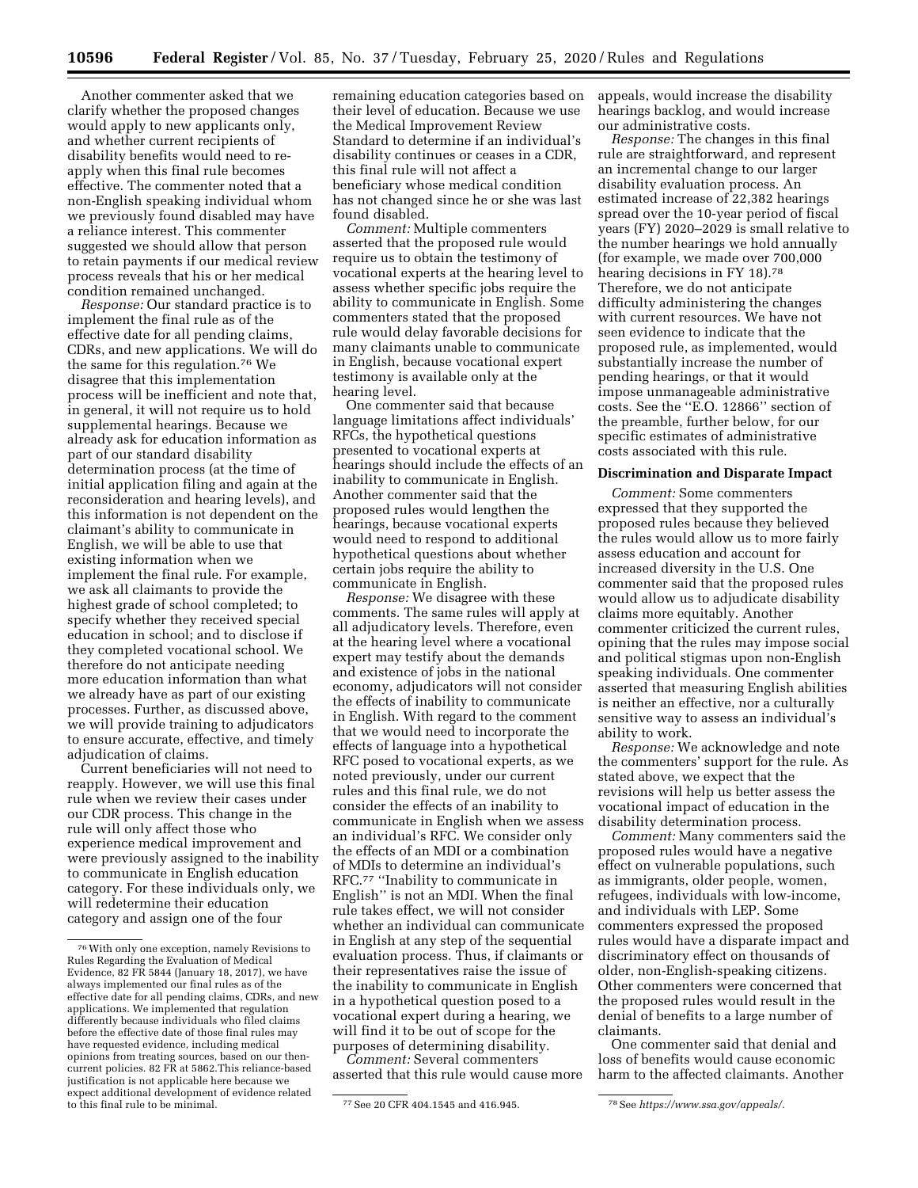Another commenter asked that we clarify whether the proposed changes would apply to new applicants only, and whether current recipients of disability benefits would need to re-apply when this final rule becomes effective. The commenter noted that a non-English speaking individual whom we previously found disabled may have a reliance interest. This commenter suggested we should allow that person to retain payments if our medical review process reveals that his or her medical condition remained unchanged.

*Response:* Our standard practice is to implement the final rule as of the effective date for all pending claims, CDRs, and new applications. We will do the same for this regulation.[76] We disagree that this implementation process will be inefficient and note that, in general, it will not require us to hold supplemental hearings. Because we already ask for education information as part of our standard disability determination process (at the time of initial application filing and again at the reconsideration and hearing levels), and this information is not dependent on the claimant's ability to communicate in English, we will be able to use that existing information when we implement the final rule. For example, we ask all claimants to provide the highest grade of school completed; to specify whether they received special education in school; and to disclose if they completed vocational school. We therefore do not anticipate needing more education information than what we already have as part of our existing processes. Further, as discussed above, we will provide training to adjudicators to ensure accurate, effective, and timely adjudication of claims.

Current beneficiaries will not need to reapply. However, we will use this final rule when we review their cases under our CDR process. This change in the rule will only affect those who experience medical improvement and were previously assigned to the inability to communicate in English education category. For these individuals only, we will redetermine their education category and assign one of the four remaining education categories based on their level of education. Because we use the Medical Improvement Review Standard to determine if an individual's disability continues or ceases in a CDR, this final rule will not affect a beneficiary whose medical condition has not changed since he or she was last found disabled.

*Comment:* Multiple commenters asserted that the proposed rule would require us to obtain the testimony of vocational experts at the hearing level to assess whether specific jobs require the ability to communicate in English. Some commenters stated that the proposed rule would delay favorable decisions for many claimants unable to communicate in English, because vocational expert testimony is available only at the hearing level.

One commenter said that because language limitations affect individuals' RFCs, the hypothetical questions presented to vocational experts at hearings should include the effects of an inability to communicate in English. Another commenter said that the proposed rules would lengthen the hearings, because vocational experts would need to respond to additional hypothetical questions about whether certain jobs require the ability to communicate in English.

*Response:* We disagree with these comments. The same rules will apply at all adjudicatory levels. Therefore, even at the hearing level where a vocational expert may testify about the demands and existence of jobs in the national economy, adjudicators will not consider the effects of inability to communicate in English. With regard to the comment that we would need to incorporate the effects of language into a hypothetical RFC posed to vocational experts, as we noted previously, under our current rules and this final rule, we do not consider the effects of an inability to communicate in English when we assess an individual's RFC. We consider only the effects of an MDI or a combination of MDIs to determine an individual's RFC.[77] "Inability to communicate in English" is not an MDI. When the final rule takes effect, we will not consider whether an individual can communicate in English at any step of the sequential evaluation process. Thus, if claimants or their representatives raise the issue of the inability to communicate in English in a hypothetical question posed to a vocational expert during a hearing, we will find it to be out of scope for the purposes of determining disability.

*Comment:* Several commenters asserted that this rule would cause more appeals, would increase the disability hearings backlog, and would increase our administrative costs.

*Response:* The changes in this final rule are straightforward, and represent an incremental change to our larger disability evaluation process. An estimated increase of 22,382 hearings spread over the 10-year period of fiscal years (FY) 2020–2029 is small relative to the number hearings we hold annually (for example, we made over 700,000 hearing decisions in FY 18).[78] Therefore, we do not anticipate difficulty administering the changes with current resources. We have not seen evidence to indicate that the proposed rule, as implemented, would substantially increase the number of pending hearings, or that it would impose unmanageable administrative costs. See the "E.O. 12866" section of the preamble, further below, for our specific estimates of administrative costs associated with this rule.

## Discrimination and Disparate Impact

*Comment:* Some commenters expressed that they supported the proposed rules because they believed the rules would allow us to more fairly assess education and account for increased diversity in the U.S. One commenter said that the proposed rules would allow us to adjudicate disability claims more equitably. Another commenter criticized the current rules, opining that the rules may impose social and political stigmas upon non-English speaking individuals. One commenter asserted that measuring English abilities is neither an effective, nor a culturally sensitive way to assess an individual's ability to work.

*Response:* We acknowledge and note the commenters' support for the rule. As stated above, we expect that the revisions will help us better assess the vocational impact of education in the disability determination process.

*Comment:* Many commenters said the proposed rules would have a negative effect on vulnerable populations, such as immigrants, older people, women, refugees, individuals with low-income, and individuals with LEP. Some commenters expressed the proposed rules would have a disparate impact and discriminatory effect on thousands of older, non-English-speaking citizens. Other commenters were concerned that the proposed rules would result in the denial of benefits to a large number of claimants.

One commenter said that denial and loss of benefits would cause economic harm to the affected claimants. Another

---

[76] With only one exception, namely Revisions to Rules Regarding the Evaluation of Medical Evidence, 82 FR 5844 (January 18, 2017), we have always implemented our final rules as of the effective date for all pending claims, CDRs, and new applications. We implemented that regulation differently because individuals who filed claims before the effective date of those final rules may have requested evidence, including medical opinions from treating sources, based on our then-current policies. 82 FR at 5862. This reliance-based justification is not applicable here because we expect additional development of evidence related to this final rule to be minimal.

[77] See 20 CFR 404.1545 and 416.945.

[78] See *https://www.ssa.gov/appeals/.*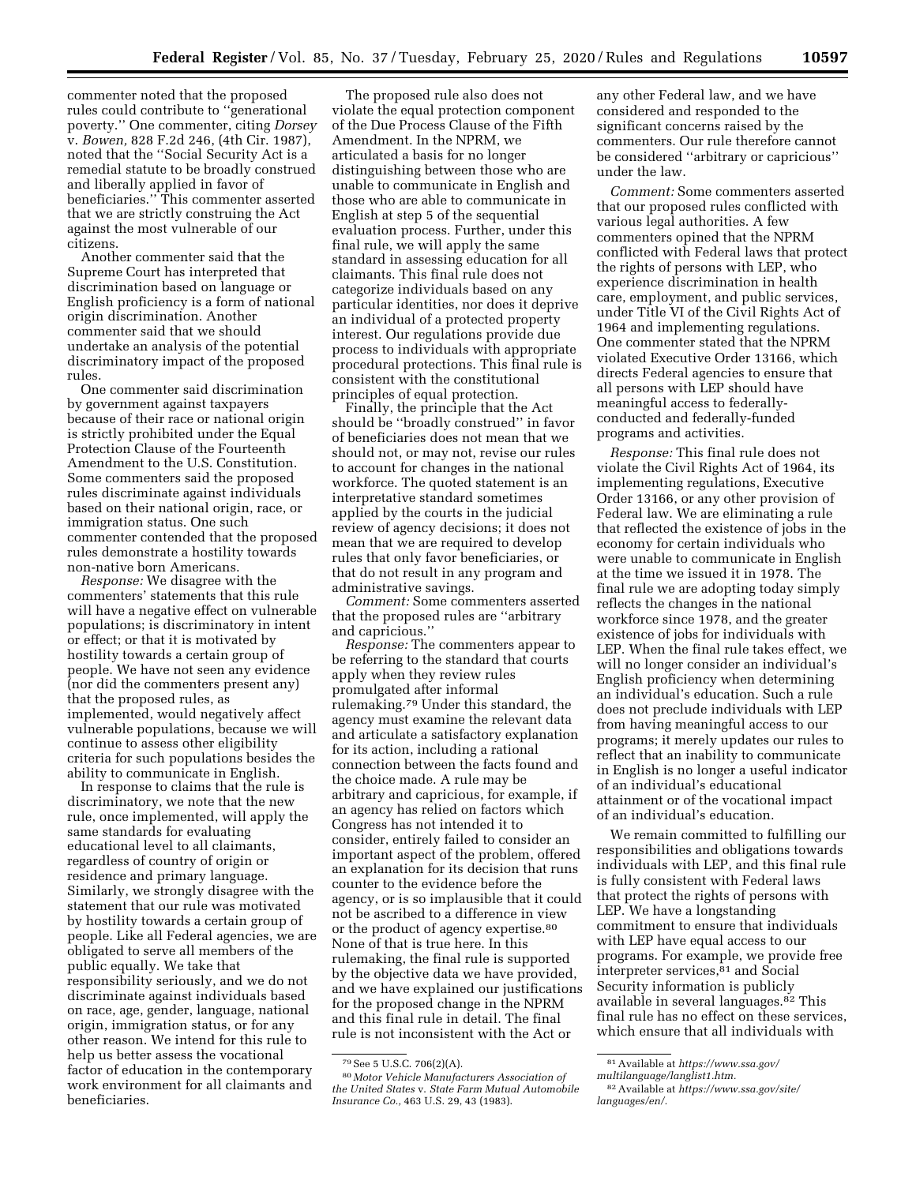commenter noted that the proposed rules could contribute to ''generational poverty.'' One commenter, citing *Dorsey* v. *Bowen,* 828 F.2d 246, (4th Cir. 1987), noted that the ''Social Security Act is a remedial statute to be broadly construed and liberally applied in favor of beneficiaries.'' This commenter asserted that we are strictly construing the Act against the most vulnerable of our citizens.

Another commenter said that the Supreme Court has interpreted that discrimination based on language or English proficiency is a form of national origin discrimination. Another commenter said that we should undertake an analysis of the potential discriminatory impact of the proposed rules.

One commenter said discrimination by government against taxpayers because of their race or national origin is strictly prohibited under the Equal Protection Clause of the Fourteenth Amendment to the U.S. Constitution. Some commenters said the proposed rules discriminate against individuals based on their national origin, race, or immigration status. One such commenter contended that the proposed rules demonstrate a hostility towards non-native born Americans.

*Response:* We disagree with the commenters' statements that this rule will have a negative effect on vulnerable populations; is discriminatory in intent or effect; or that it is motivated by hostility towards a certain group of people. We have not seen any evidence (nor did the commenters present any) that the proposed rules, as implemented, would negatively affect vulnerable populations, because we will continue to assess other eligibility criteria for such populations besides the ability to communicate in English.

In response to claims that the rule is discriminatory, we note that the new rule, once implemented, will apply the same standards for evaluating educational level to all claimants, regardless of country of origin or residence and primary language. Similarly, we strongly disagree with the statement that our rule was motivated by hostility towards a certain group of people. Like all Federal agencies, we are obligated to serve all members of the public equally. We take that responsibility seriously, and we do not discriminate against individuals based on race, age, gender, language, national origin, immigration status, or for any other reason. We intend for this rule to help us better assess the vocational factor of education in the contemporary work environment for all claimants and beneficiaries.

The proposed rule also does not violate the equal protection component of the Due Process Clause of the Fifth Amendment. In the NPRM, we articulated a basis for no longer distinguishing between those who are unable to communicate in English and those who are able to communicate in English at step 5 of the sequential evaluation process. Further, under this final rule, we will apply the same standard in assessing education for all claimants. This final rule does not categorize individuals based on any particular identities, nor does it deprive an individual of a protected property interest. Our regulations provide due process to individuals with appropriate procedural protections. This final rule is consistent with the constitutional principles of equal protection.

Finally, the principle that the Act should be ''broadly construed'' in favor of beneficiaries does not mean that we should not, or may not, revise our rules to account for changes in the national workforce. The quoted statement is an interpretative standard sometimes applied by the courts in the judicial review of agency decisions; it does not mean that we are required to develop rules that only favor beneficiaries, or that do not result in any program and administrative savings.

*Comment:* Some commenters asserted that the proposed rules are ''arbitrary and capricious.''

*Response:* The commenters appear to be referring to the standard that courts apply when they review rules promulgated after informal rulemaking.[79] Under this standard, the agency must examine the relevant data and articulate a satisfactory explanation for its action, including a rational connection between the facts found and the choice made. A rule may be arbitrary and capricious, for example, if an agency has relied on factors which Congress has not intended it to consider, entirely failed to consider an important aspect of the problem, offered an explanation for its decision that runs counter to the evidence before the agency, or is so implausible that it could not be ascribed to a difference in view or the product of agency expertise.[80] None of that is true here. In this rulemaking, the final rule is supported by the objective data we have provided, and we have explained our justifications for the proposed change in the NPRM and this final rule in detail. The final rule is not inconsistent with the Act or any other Federal law, and we have considered and responded to the significant concerns raised by the commenters. Our rule therefore cannot be considered ''arbitrary or capricious'' under the law.

*Comment:* Some commenters asserted that our proposed rules conflicted with various legal authorities. A few commenters opined that the NPRM conflicted with Federal laws that protect the rights of persons with LEP, who experience discrimination in health care, employment, and public services, under Title VI of the Civil Rights Act of 1964 and implementing regulations. One commenter stated that the NPRM violated Executive Order 13166, which directs Federal agencies to ensure that all persons with LEP should have meaningful access to federally-conducted and federally-funded programs and activities.

*Response:* This final rule does not violate the Civil Rights Act of 1964, its implementing regulations, Executive Order 13166, or any other provision of Federal law. We are eliminating a rule that reflected the existence of jobs in the economy for certain individuals who were unable to communicate in English at the time we issued it in 1978. The final rule we are adopting today simply reflects the changes in the national workforce since 1978, and the greater existence of jobs for individuals with LEP. When the final rule takes effect, we will no longer consider an individual's English proficiency when determining an individual's education. Such a rule does not preclude individuals with LEP from having meaningful access to our programs; it merely updates our rules to reflect that an inability to communicate in English is no longer a useful indicator of an individual's educational attainment or of the vocational impact of an individual's education.

We remain committed to fulfilling our responsibilities and obligations towards individuals with LEP, and this final rule is fully consistent with Federal laws that protect the rights of persons with LEP. We have a longstanding commitment to ensure that individuals with LEP have equal access to our programs. For example, we provide free interpreter services,[81] and Social Security information is publicly available in several languages.[82] This final rule has no effect on these services, which ensure that all individuals with

---

[79] See 5 U.S.C. 706(2)(A).

[80] *Motor Vehicle Manufacturers Association of the United States* v. *State Farm Mutual Automobile Insurance Co.,* 463 U.S. 29, 43 (1983).

[81] Available at *https://www.ssa.gov/multilanguage/langlist1.htm.*

[82] Available at *https://www.ssa.gov/site/languages/en/.*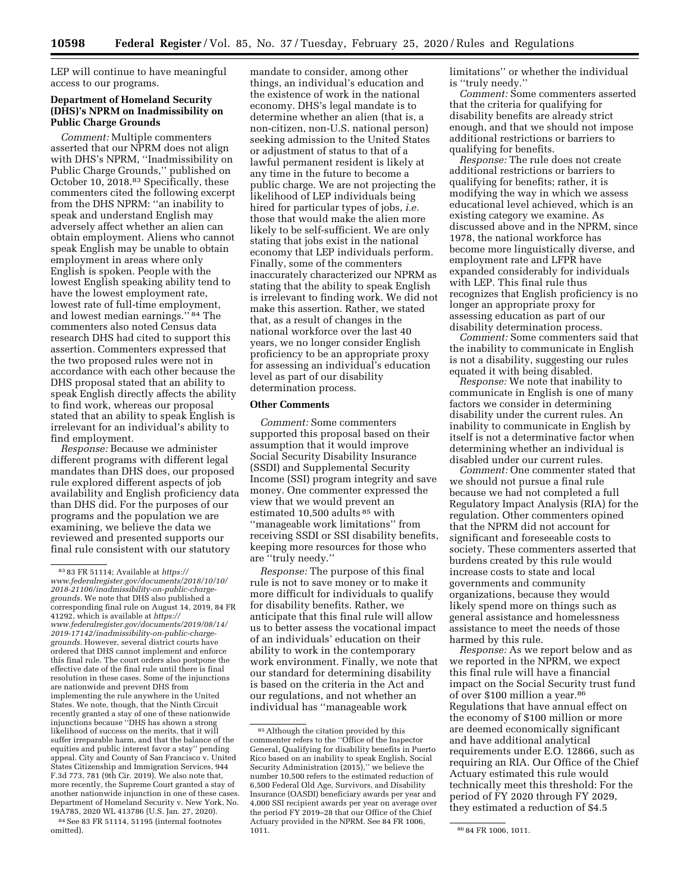LEP will continue to have meaningful access to our programs.

**Department of Homeland Security (DHS)'s NPRM on Inadmissibility on Public Charge Grounds**

*Comment:* Multiple commenters asserted that our NPRM does not align with DHS's NPRM, ''Inadmissibility on Public Charge Grounds,'' published on October 10, 2018.[83] Specifically, these commenters cited the following excerpt from the DHS NPRM: ''an inability to speak and understand English may adversely affect whether an alien can obtain employment. Aliens who cannot speak English may be unable to obtain employment in areas where only English is spoken. People with the lowest English speaking ability tend to have the lowest employment rate, lowest rate of full-time employment, and lowest median earnings.''[84] The commenters also noted Census data research DHS had cited to support this assertion. Commenters expressed that the two proposed rules were not in accordance with each other because the DHS proposal stated that an ability to speak English directly affects the ability to find work, whereas our proposal stated that an ability to speak English is irrelevant for an individual's ability to find employment.

*Response:* Because we administer different programs with different legal mandates than DHS does, our proposed rule explored different aspects of job availability and English proficiency data than DHS did. For the purposes of our programs and the population we are examining, we believe the data we reviewed and presented supports our final rule consistent with our statutory mandate to consider, among other things, an individual's education and the existence of work in the national economy. DHS's legal mandate is to determine whether an alien (that is, a non-citizen, non-U.S. national person) seeking admission to the United States or adjustment of status to that of a lawful permanent resident is likely at any time in the future to become a public charge. We are not projecting the likelihood of LEP individuals being hired for particular types of jobs, *i.e.* those that would make the alien more likely to be self-sufficient. We are only stating that jobs exist in the national economy that LEP individuals perform. Finally, some of the commenters inaccurately characterized our NPRM as stating that the ability to speak English is irrelevant to finding work. We did not make this assertion. Rather, we stated that, as a result of changes in the national workforce over the last 40 years, we no longer consider English proficiency to be an appropriate proxy for assessing an individual's education level as part of our disability determination process.

**Other Comments**

*Comment:* Some commenters supported this proposal based on their assumption that it would improve Social Security Disability Insurance (SSDI) and Supplemental Security Income (SSI) program integrity and save money. One commenter expressed the view that we would prevent an estimated 10,500 adults[85] with ''manageable work limitations'' from receiving SSDI or SSI disability benefits, keeping more resources for those who are ''truly needy.''

*Response:* The purpose of this final rule is not to save money or to make it more difficult for individuals to qualify for disability benefits. Rather, we anticipate that this final rule will allow us to better assess the vocational impact of an individuals' education on their ability to work in the contemporary work environment. Finally, we note that our standard for determining disability is based on the criteria in the Act and our regulations, and not whether an individual has ''manageable work limitations'' or whether the individual is ''truly needy.''

*Comment:* Some commenters asserted that the criteria for qualifying for disability benefits are already strict enough, and that we should not impose additional restrictions or barriers to qualifying for benefits.

*Response:* The rule does not create additional restrictions or barriers to qualifying for benefits; rather, it is modifying the way in which we assess educational level achieved, which is an existing category we examine. As discussed above and in the NPRM, since 1978, the national workforce has become more linguistically diverse, and employment rate and LFPR have expanded considerably for individuals with LEP. This final rule thus recognizes that English proficiency is no longer an appropriate proxy for assessing education as part of our disability determination process.

*Comment:* Some commenters said that the inability to communicate in English is not a disability, suggesting our rules equated it with being disabled.

*Response:* We note that inability to communicate in English is one of many factors we consider in determining disability under the current rules. An inability to communicate in English by itself is not a determinative factor when determining whether an individual is disabled under our current rules.

*Comment:* One commenter stated that we should not pursue a final rule because we had not completed a full Regulatory Impact Analysis (RIA) for the regulation. Other commenters opined that the NPRM did not account for significant and foreseeable costs to society. These commenters asserted that burdens created by this rule would increase costs to state and local governments and community organizations, because they would likely spend more on things such as general assistance and homelessness assistance to meet the needs of those harmed by this rule.

*Response:* As we report below and as we reported in the NPRM, we expect this final rule will have a financial impact on the Social Security trust fund of over $100 million a year.[86] Regulations that have annual effect on the economy of $100 million or more are deemed economically significant and have additional analytical requirements under E.O. 12866, such as requiring an RIA. Our Office of the Chief Actuary estimated this rule would technically meet this threshold: For the period of FY 2020 through FY 2029, they estimated a reduction of $4.5

---

[83] 83 FR 51114; Available at *https://www.federalregister.gov/documents/2018/10/10/2018-21106/inadmissibility-on-public-charge-grounds.* We note that DHS also published a corresponding final rule on August 14, 2019, 84 FR 41292, which is available at *https://www.federalregister.gov/documents/2019/08/14/2019-17142/inadmissibility-on-public-charge-grounds.* However, several district courts have ordered that DHS cannot implement and enforce this final rule. The court orders also postpone the effective date of the final rule until there is final resolution in these cases. Some of the injunctions are nationwide and prevent DHS from implementing the rule anywhere in the United States. We note, though, that the Ninth Circuit recently granted a stay of one of these nationwide injunctions because ''DHS has shown a strong likelihood of success on the merits, that it will suffer irreparable harm, and that the balance of the equities and public interest favor a stay'' pending appeal. City and County of San Francisco v. United States Citizenship and Immigration Services, 944 F.3d 773, 781 (9th Cir. 2019). We also note that, more recently, the Supreme Court granted a stay of another nationwide injunction in one of these cases. Department of Homeland Security v. New York, No. 19A785, 2020 WL 413786 (U.S. Jan. 27, 2020).

[84] See 83 FR 51114, 51195 (internal footnotes omitted).

[85] Although the citation provided by this commenter refers to the ''Office of the Inspector General, Qualifying for disability benefits in Puerto Rico based on an inability to speak English, Social Security Administration (2015),'' we believe the number 10,500 refers to the estimated reduction of 6,500 Federal Old Age, Survivors, and Disability Insurance (OASDI) beneficiary awards per year and 4,000 SSI recipient awards per year on average over the period FY 2019–28 that our Office of the Chief Actuary provided in the NPRM. See 84 FR 1006, 1011.

[86] 84 FR 1006, 1011.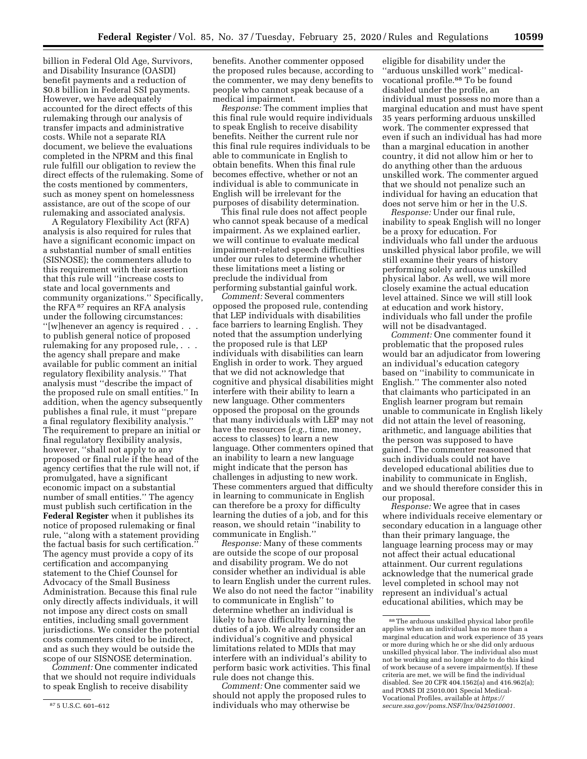billion in Federal Old Age, Survivors, and Disability Insurance (OASDI) benefit payments and a reduction of $0.8 billion in Federal SSI payments. However, we have adequately accounted for the direct effects of this rulemaking through our analysis of transfer impacts and administrative costs. While not a separate RIA document, we believe the evaluations completed in the NPRM and this final rule fulfill our obligation to review the direct effects of the rulemaking. Some of the costs mentioned by commenters, such as money spent on homelessness assistance, are out of the scope of our rulemaking and associated analysis.

A Regulatory Flexibility Act (RFA) analysis is also required for rules that have a significant economic impact on a substantial number of small entities (SISNOSE); the commenters allude to this requirement with their assertion that this rule will ''increase costs to state and local governments and community organizations.'' Specifically, the RFA [87] requires an RFA analysis under the following circumstances: ''[w]henever an agency is required . . . to publish general notice of proposed rulemaking for any proposed rule, . . . the agency shall prepare and make available for public comment an initial regulatory flexibility analysis.'' That analysis must ''describe the impact of the proposed rule on small entities.'' In addition, when the agency subsequently publishes a final rule, it must ''prepare a final regulatory flexibility analysis.'' The requirement to prepare an initial or final regulatory flexibility analysis, however, ''shall not apply to any proposed or final rule if the head of the agency certifies that the rule will not, if promulgated, have a significant economic impact on a substantial number of small entities.'' The agency must publish such certification in the **Federal Register** when it publishes its notice of proposed rulemaking or final rule, ''along with a statement providing the factual basis for such certification.'' The agency must provide a copy of its certification and accompanying statement to the Chief Counsel for Advocacy of the Small Business Administration. Because this final rule only directly affects individuals, it will not impose any direct costs on small entities, including small government jurisdictions. We consider the potential costs commenters cited to be indirect, and as such they would be outside the scope of our SISNOSE determination.

*Comment:* One commenter indicated that we should not require individuals to speak English to receive disability benefits. Another commenter opposed the proposed rules because, according to the commenter, we may deny benefits to people who cannot speak because of a medical impairment.

*Response:* The comment implies that this final rule would require individuals to speak English to receive disability benefits. Neither the current rule nor this final rule requires individuals to be able to communicate in English to obtain benefits. When this final rule becomes effective, whether or not an individual is able to communicate in English will be irrelevant for the purposes of disability determination.

This final rule does not affect people who cannot speak because of a medical impairment. As we explained earlier, we will continue to evaluate medical impairment-related speech difficulties under our rules to determine whether these limitations meet a listing or preclude the individual from performing substantial gainful work.

*Comment:* Several commenters opposed the proposed rule, contending that LEP individuals with disabilities face barriers to learning English. They noted that the assumption underlying the proposed rule is that LEP individuals with disabilities can learn English in order to work. They argued that we did not acknowledge that cognitive and physical disabilities might interfere with their ability to learn a new language. Other commenters opposed the proposal on the grounds that many individuals with LEP may not have the resources (*e.g.,* time, money, access to classes) to learn a new language. Other commenters opined that an inability to learn a new language might indicate that the person has challenges in adjusting to new work. These commenters argued that difficulty in learning to communicate in English can therefore be a proxy for difficulty learning the duties of a job, and for this reason, we should retain ''inability to communicate in English.''

*Response:* Many of these comments are outside the scope of our proposal and disability program. We do not consider whether an individual is able to learn English under the current rules. We also do not need the factor ''inability to communicate in English'' to determine whether an individual is likely to have difficulty learning the duties of a job. We already consider an individual's cognitive and physical limitations related to MDIs that may interfere with an individual's ability to perform basic work activities. This final rule does not change this.

*Comment:* One commenter said we should not apply the proposed rules to individuals who may otherwise be eligible for disability under the ''arduous unskilled work'' medical-vocational profile.[88] To be found disabled under the profile, an individual must possess no more than a marginal education and must have spent 35 years performing arduous unskilled work. The commenter expressed that even if such an individual has had more than a marginal education in another country, it did not allow him or her to do anything other than the arduous unskilled work. The commenter argued that we should not penalize such an individual for having an education that does not serve him or her in the U.S.

*Response:* Under our final rule, inability to speak English will no longer be a proxy for education. For individuals who fall under the arduous unskilled physical labor profile, we will still examine their years of history performing solely arduous unskilled physical labor. As well, we will more closely examine the actual education level attained. Since we will still look at education and work history, individuals who fall under the profile will not be disadvantaged.

*Comment:* One commenter found it problematic that the proposed rules would bar an adjudicator from lowering an individual's education category based on ''inability to communicate in English.'' The commenter also noted that claimants who participated in an English learner program but remain unable to communicate in English likely did not attain the level of reasoning, arithmetic, and language abilities that the person was supposed to have gained. The commenter reasoned that such individuals could not have developed educational abilities due to inability to communicate in English, and we should therefore consider this in our proposal.

*Response:* We agree that in cases where individuals receive elementary or secondary education in a language other than their primary language, the language learning process may or may not affect their actual educational attainment. Our current regulations acknowledge that the numerical grade level completed in school may not represent an individual's actual educational abilities, which may be

---

[87] 5 U.S.C. 601–612

[88] The arduous unskilled physical labor profile applies when an individual has no more than a marginal education and work experience of 35 years or more during which he or she did only arduous unskilled physical labor. The individual also must not be working and no longer able to do this kind of work because of a severe impairment(s). If these criteria are met, we will be find the individual disabled. See 20 CFR 404.1562(a) and 416.962(a); and POMS DI 25010.001 Special Medical-Vocational Profiles, available at *https://secure.ssa.gov/poms.NSF/lnx/0425010001.*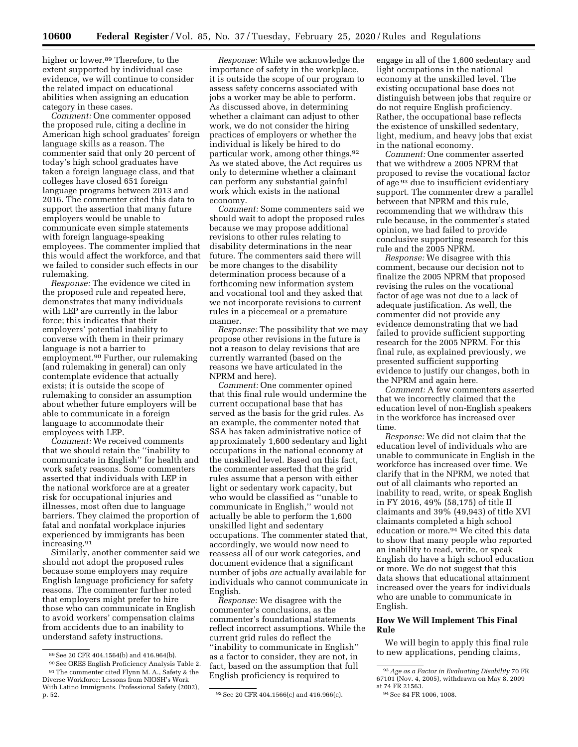higher or lower.[89] Therefore, to the extent supported by individual case evidence, we will continue to consider the related impact on educational abilities when assigning an education category in these cases.

*Comment:* One commenter opposed the proposed rule, citing a decline in American high school graduates' foreign language skills as a reason. The commenter said that only 20 percent of today's high school graduates have taken a foreign language class, and that colleges have closed 651 foreign language programs between 2013 and 2016. The commenter cited this data to support the assertion that many future employers would be unable to communicate even simple statements with foreign language-speaking employees. The commenter implied that this would affect the workforce, and that we failed to consider such effects in our rulemaking.

*Response:* The evidence we cited in the proposed rule and repeated here, demonstrates that many individuals with LEP are currently in the labor force; this indicates that their employers' potential inability to converse with them in their primary language is not a barrier to employment.[90] Further, our rulemaking (and rulemaking in general) can only contemplate evidence that actually exists; it is outside the scope of rulemaking to consider an assumption about whether future employers will be able to communicate in a foreign language to accommodate their employees with LEP.

*Comment:* We received comments that we should retain the ''inability to communicate in English'' for health and work safety reasons. Some commenters asserted that individuals with LEP in the national workforce are at a greater risk for occupational injuries and illnesses, most often due to language barriers. They claimed the proportion of fatal and nonfatal workplace injuries experienced by immigrants has been increasing.[91]

Similarly, another commenter said we should not adopt the proposed rules because some employers may require English language proficiency for safety reasons. The commenter further noted that employers might prefer to hire those who can communicate in English to avoid workers' compensation claims from accidents due to an inability to understand safety instructions.

*Response:* While we acknowledge the importance of safety in the workplace, it is outside the scope of our program to assess safety concerns associated with jobs a worker may be able to perform. As discussed above, in determining whether a claimant can adjust to other work, we do not consider the hiring practices of employers or whether the individual is likely be hired to do particular work, among other things.[92] As we stated above, the Act requires us only to determine whether a claimant can perform any substantial gainful work which exists in the national economy.

*Comment:* Some commenters said we should wait to adopt the proposed rules because we may propose additional revisions to other rules relating to disability determinations in the near future. The commenters said there will be more changes to the disability determination process because of a forthcoming new information system and vocational tool and they asked that we not incorporate revisions to current rules in a piecemeal or a premature manner.

*Response:* The possibility that we may propose other revisions in the future is not a reason to delay revisions that are currently warranted (based on the reasons we have articulated in the NPRM and here).

*Comment:* One commenter opined that this final rule would undermine the current occupational base that has served as the basis for the grid rules. As an example, the commenter noted that SSA has taken administrative notice of approximately 1,600 sedentary and light occupations in the national economy at the unskilled level. Based on this fact, the commenter asserted that the grid rules assume that a person with either light or sedentary work capacity, but who would be classified as ''unable to communicate in English,'' would not actually be able to perform the 1,600 unskilled light and sedentary occupations. The commenter stated that, accordingly, we would now need to reassess all of our work categories, and document evidence that a significant number of jobs *are* actually available for individuals who cannot communicate in English.

*Response:* We disagree with the commenter's conclusions, as the commenter's foundational statements reflect incorrect assumptions. While the current grid rules do reflect the ''inability to communicate in English'' as a factor to consider, they are not, in fact, based on the assumption that full English proficiency is required to engage in all of the 1,600 sedentary and light occupations in the national economy at the unskilled level. The existing occupational base does not distinguish between jobs that require or do not require English proficiency. Rather, the occupational base reflects the existence of unskilled sedentary, light, medium, and heavy jobs that exist in the national economy.

*Comment:* One commenter asserted that we withdrew a 2005 NPRM that proposed to revise the vocational factor of age[93] due to insufficient evidentiary support. The commenter drew a parallel between that NPRM and this rule, recommending that we withdraw this rule because, in the commenter's stated opinion, we had failed to provide conclusive supporting research for this rule and the 2005 NPRM.

*Response:* We disagree with this comment, because our decision not to finalize the 2005 NPRM that proposed revising the rules on the vocational factor of age was not due to a lack of adequate justification. As well, the commenter did not provide any evidence demonstrating that we had failed to provide sufficient supporting research for the 2005 NPRM. For this final rule, as explained previously, we presented sufficient supporting evidence to justify our changes, both in the NPRM and again here.

*Comment:* A few commenters asserted that we incorrectly claimed that the education level of non-English speakers in the workforce has increased over time.

*Response:* We did not claim that the education level of individuals who are unable to communicate in English in the workforce has increased over time. We clarify that in the NPRM, we noted that out of all claimants who reported an inability to read, write, or speak English in FY 2016, 49% (58,175) of title II claimants and 39% (49,943) of title XVI claimants completed a high school education or more.[94] We cited this data to show that many people who reported an inability to read, write, or speak English do have a high school education or more. We do not suggest that this data shows that educational attainment increased over the years for individuals who are unable to communicate in English.

## How We Will Implement This Final Rule

We will begin to apply this final rule to new applications, pending claims,

---

[89] See 20 CFR 404.1564(b) and 416.964(b).

[90] See ORES English Proficiency Analysis Table 2.

[91] The commenter cited Flynn M. A., Safety & the Diverse Workforce: Lessons from NIOSH's Work With Latino Immigrants. Professional Safety (2002), p. 52.

[92] See 20 CFR 404.1566(c) and 416.966(c).

[93] *Age as a Factor in Evaluating Disability* 70 FR 67101 (Nov. 4, 2005), withdrawn on May 8, 2009 at 74 FR 21563.

[94] See 84 FR 1006, 1008.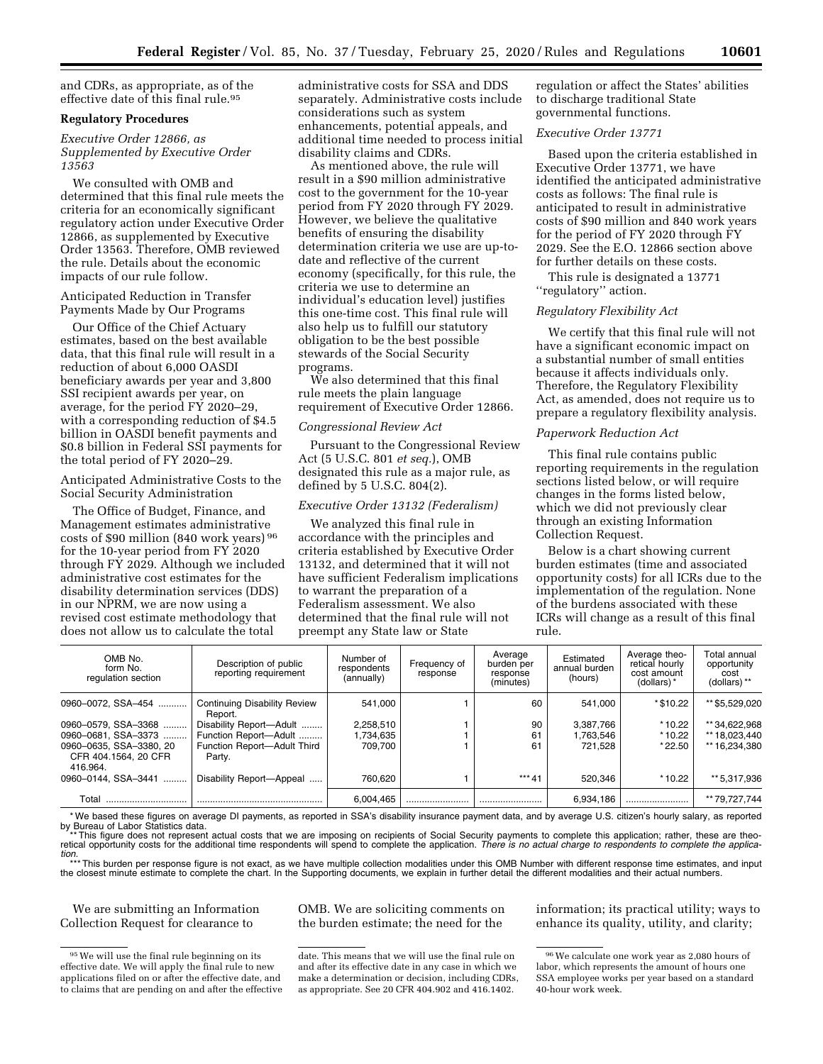and CDRs, as appropriate, as of the effective date of this final rule.[95]

**Regulatory Procedures**

*Executive Order 12866, as Supplemented by Executive Order 13563*

We consulted with OMB and determined that this final rule meets the criteria for an economically significant regulatory action under Executive Order 12866, as supplemented by Executive Order 13563. Therefore, OMB reviewed the rule. Details about the economic impacts of our rule follow.

Anticipated Reduction in Transfer Payments Made by Our Programs

Our Office of the Chief Actuary estimates, based on the best available data, that this final rule will result in a reduction of about 6,000 OASDI beneficiary awards per year and 3,800 SSI recipient awards per year, on average, for the period FY 2020–29, with a corresponding reduction of $4.5 billion in OASDI benefit payments and $0.8 billion in Federal SSI payments for the total period of FY 2020–29.

Anticipated Administrative Costs to the Social Security Administration

The Office of Budget, Finance, and Management estimates administrative costs of $90 million (840 work years)[96] for the 10-year period from FY 2020 through FY 2029. Although we included administrative cost estimates for the disability determination services (DDS) in our NPRM, we are now using a revised cost estimate methodology that does not allow us to calculate the total administrative costs for SSA and DDS separately. Administrative costs include considerations such as system enhancements, potential appeals, and additional time needed to process initial disability claims and CDRs.

As mentioned above, the rule will result in a $90 million administrative cost to the government for the 10-year period from FY 2020 through FY 2029. However, we believe the qualitative benefits of ensuring the disability determination criteria we use are up-to-date and reflective of the current economy (specifically, for this rule, the criteria we use to determine an individual's education level) justifies this one-time cost. This final rule will also help us to fulfill our statutory obligation to be the best possible stewards of the Social Security programs.

We also determined that this final rule meets the plain language requirement of Executive Order 12866.

*Congressional Review Act*

Pursuant to the Congressional Review Act (5 U.S.C. 801 *et seq.*), OMB designated this rule as a major rule, as defined by 5 U.S.C. 804(2).

*Executive Order 13132 (Federalism)*

We analyzed this final rule in accordance with the principles and criteria established by Executive Order 13132, and determined that it will not have sufficient Federalism implications to warrant the preparation of a Federalism assessment. We also determined that the final rule will not preempt any State law or State regulation or affect the States' abilities to discharge traditional State governmental functions.

*Executive Order 13771*

Based upon the criteria established in Executive Order 13771, we have identified the anticipated administrative costs as follows: The final rule is anticipated to result in administrative costs of $90 million and 840 work years for the period of FY 2020 through FY 2029. See the E.O. 12866 section above for further details on these costs.

This rule is designated a 13771 ''regulatory'' action.

*Regulatory Flexibility Act*

We certify that this final rule will not have a significant economic impact on a substantial number of small entities because it affects individuals only. Therefore, the Regulatory Flexibility Act, as amended, does not require us to prepare a regulatory flexibility analysis.

*Paperwork Reduction Act*

This final rule contains public reporting requirements in the regulation sections listed below, or will require changes in the forms listed below, which we did not previously clear through an existing Information Collection Request.

Below is a chart showing current burden estimates (time and associated opportunity costs) for all ICRs due to the implementation of the regulation. None of the burdens associated with these ICRs will change as a result of this final rule.

| OMB No. form No. regulation section | Description of public reporting requirement | Number of respondents (annually) | Frequency of response | Average burden per response (minutes) | Estimated annual burden (hours) | Average theoretical hourly cost amount (dollars) * | Total annual opportunity cost (dollars) ** |
|---|---|---|---|---|---|---|---|
| 0960–0072, SSA–454 | Continuing Disability Review Report. | 541,000 | 1 | 60 | 541,000 | *$10.22 | **$5,529,020 |
| 0960–0579, SSA–3368 | Disability Report—Adult | 2,258,510 | 1 | 90 | 3,387,766 | *10.22 | **34,622,968 |
| 0960–0681, SSA–3373 | Function Report—Adult | 1,734,635 | 1 | 61 | 1,763,546 | *10.22 | **18,023,440 |
| 0960–0635, SSA–3380, 20 CFR 404.1564, 20 CFR 416.964. | Function Report—Adult Third Party. | 709,700 | 1 | 61 | 721,528 | *22.50 | **16,234,380 |
| 0960–0144, SSA–3441 | Disability Report—Appeal | 760,620 | 1 | ***41 | 520,346 | *10.22 | **5,317,936 |
| Total | | 6,004,465 | | | 6,934,186 | | **79,727,744 |

\* We based these figures on average DI payments, as reported in SSA's disability insurance payment data, and by average U.S. citizen's hourly salary, as reported by Bureau of Labor Statistics data.

\*\* This figure does not represent actual costs that we are imposing on recipients of Social Security payments to complete this application; rather, these are theoretical opportunity costs for the additional time respondents will spend to complete the application. *There is no actual charge to respondents to complete the application.*

\*\*\* This burden per response figure is not exact, as we have multiple collection modalities under this OMB Number with different response time estimates, and input the closest minute estimate to complete the chart. In the Supporting documents, we explain in further detail the different modalities and their actual numbers.

We are submitting an Information Collection Request for clearance to OMB. We are soliciting comments on the burden estimate; the need for the information; its practical utility; ways to enhance its quality, utility, and clarity;

[95] We will use the final rule beginning on its effective date. We will apply the final rule to new applications filed on or after the effective date, and to claims that are pending on and after the effective date. This means that we will use the final rule on and after its effective date in any case in which we make a determination or decision, including CDRs, as appropriate. See 20 CFR 404.902 and 416.1402.

[96] We calculate one work year as 2,080 hours of labor, which represents the amount of hours one SSA employee works per year based on a standard 40-hour work week.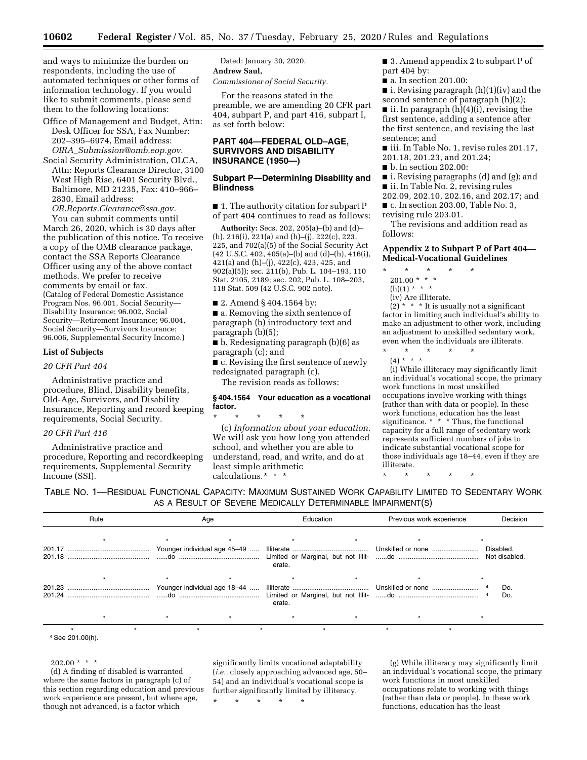and ways to minimize the burden on respondents, including the use of automated techniques or other forms of information technology. If you would like to submit comments, please send them to the following locations:

Office of Management and Budget, Attn: Desk Officer for SSA, Fax Number: 202–395–6974, Email address: *OIRA_Submission@omb.eop.gov.*

Social Security Administration, OLCA, Attn: Reports Clearance Director, 3100 West High Rise, 6401 Security Blvd., Baltimore, MD 21235, Fax: 410–966–2830, Email address: *OR.Reports.Clearance@ssa.gov.*

You can submit comments until March 26, 2020, which is 30 days after the publication of this notice. To receive a copy of the OMB clearance package, contact the SSA Reports Clearance Officer using any of the above contact methods. We prefer to receive comments by email or fax.

(Catalog of Federal Domestic Assistance Program Nos. 96.001, Social Security—Disability Insurance; 96.002, Social Security—Retirement Insurance; 96.004, Social Security—Survivors Insurance; 96.006, Supplemental Security Income.)

### List of Subjects

*20 CFR Part 404*

Administrative practice and procedure, Blind, Disability benefits, Old-Age, Survivors, and Disability Insurance, Reporting and record keeping requirements, Social Security.

*20 CFR Part 416*

Administrative practice and procedure, Reporting and recordkeeping requirements, Supplemental Security Income (SSI).

Dated: January 30, 2020.

**Andrew Saul,**

*Commissioner of Social Security.*

For the reasons stated in the preamble, we are amending 20 CFR part 404, subpart P, and part 416, subpart I, as set forth below:

## PART 404—FEDERAL OLD–AGE, SURVIVORS AND DISABILITY INSURANCE (1950—)

### Subpart P—Determining Disability and Blindness

■ 1. The authority citation for subpart P of part 404 continues to read as follows:

**Authority:** Secs. 202, 205(a)–(b) and (d)–(h), 216(i), 221(a) and (h)–(j), 222(c), 223, 225, and 702(a)(5) of the Social Security Act (42 U.S.C. 402, 405(a)–(b) and (d)–(h), 416(i), 421(a) and (h)–(j), 422(c), 423, 425, and 902(a)(5)); sec. 211(b), Pub. L. 104–193, 110 Stat. 2105, 2189; sec. 202, Pub. L. 108–203, 118 Stat. 509 (42 U.S.C. 902 note).

■ 2. Amend § 404.1564 by:

■ a. Removing the sixth sentence of paragraph (b) introductory text and paragraph (b)(5);

■ b. Redesignating paragraph (b)(6) as paragraph (c); and

■ c. Revising the first sentence of newly redesignated paragraph (c).

The revision reads as follows:

### § 404.1564 Your education as a vocational factor.

\* \* \* \* \*

(c) *Information about your education.* We will ask you how long you attended school, and whether you are able to understand, read, and write, and do at least simple arithmetic calculations.\* \* \*

■ 3. Amend appendix 2 to subpart P of part 404 by:

■ a. In section 201.00:

■ i. Revising paragraph (h)(1)(iv) and the second sentence of paragraph (h)(2);

■ ii. In paragraph (h)(4)(i), revising the first sentence, adding a sentence after the first sentence, and revising the last sentence; and

■ iii. In Table No. 1, revise rules 201.17, 201.18, 201.23, and 201.24;

■ b. In section 202.00:

■ i. Revising paragraphs (d) and (g); and

■ ii. In Table No. 2, revising rules 202.09, 202.10, 202.16, and 202.17; and

■ c. In section 203.00, Table No. 3, revising rule 203.01.

The revisions and addition read as follows:

### Appendix 2 to Subpart P of Part 404—Medical-Vocational Guidelines

\* \* \* \* \*

201.00 \* \* \*

(h)(1) \* \* \*

(iv) Are illiterate.

(2) \* \* \* It is usually not a significant factor in limiting such individual's ability to make an adjustment to other work, including an adjustment to unskilled sedentary work, even when the individuals are illiterate.

\* \* \* \* \*

(4) \* \* \*

(i) While illiteracy may significantly limit an individual's vocational scope, the primary work functions in most unskilled occupations involve working with things (rather than with data or people). In these work functions, education has the least significance. \* \* \* Thus, the functional capacity for a full range of sedentary work represents sufficient numbers of jobs to indicate substantial vocational scope for those individuals age 18–44, even if they are illiterate.

\* \* \* \* \*

TABLE NO. 1—RESIDUAL FUNCTIONAL CAPACITY: MAXIMUM SUSTAINED WORK CAPABILITY LIMITED TO SEDENTARY WORK AS A RESULT OF SEVERE MEDICALLY DETERMINABLE IMPAIRMENT(S)

| Rule | Age | Education | Previous work experience | Decision |
|---|---|---|---|---|
| \* | \* \* | \* \* | \* | \* |
| 201.17 | Younger individual age 45–49 | Illiterate | Unskilled or none | Disabled. |
| 201.18 | ......do | Limited or Marginal, but not Illiterate. | ......do | Not disabled. |
| \* | \* \* | \* \* | \* | \* |
| 201.23 | Younger individual age 18–44 | Illiterate | Unskilled or none | [4] Do. |
| 201.24 | ......do | Limited or Marginal, but not Illiterate. | ......do | [4] Do. |
| \* | \* \* | \* \* | \* | \* |

\* \* \* \* \* \* \*

[4] See 201.00(h).

202.00 \* \* \*

(d) A finding of disabled is warranted where the same factors in paragraph (c) of this section regarding education and previous work experience are present, but where age, though not advanced, is a factor which significantly limits vocational adaptability (*i.e.,* closely approaching advanced age, 50–54) and an individual's vocational scope is further significantly limited by illiteracy.

\* \* \* \* \*

(g) While illiteracy may significantly limit an individual's vocational scope, the primary work functions in most unskilled occupations relate to working with things (rather than data or people). In these work functions, education has the least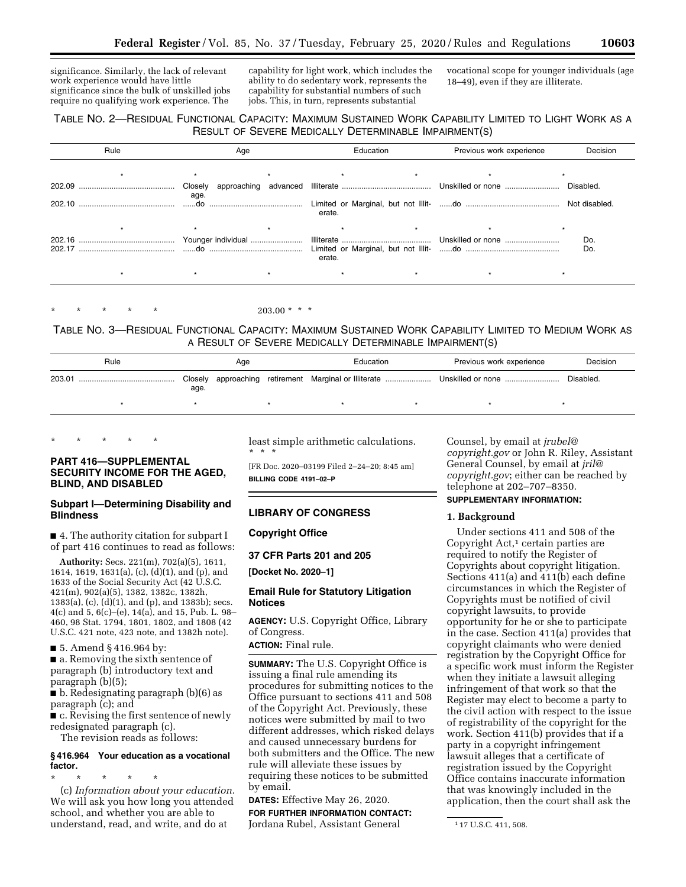significance. Similarly, the lack of relevant work experience would have little significance since the bulk of unskilled jobs require no qualifying work experience. The capability for light work, which includes the ability to do sedentary work, represents the capability for substantial numbers of such jobs. This, in turn, represents substantial vocational scope for younger individuals (age 18–49), even if they are illiterate.

TABLE NO. 2—RESIDUAL FUNCTIONAL CAPACITY: MAXIMUM SUSTAINED WORK CAPABILITY LIMITED TO LIGHT WORK AS A RESULT OF SEVERE MEDICALLY DETERMINABLE IMPAIRMENT(S)

| Rule | Age | Education | Previous work experience | Decision |
|---|---|---|---|---|
| * | * * | * * | * | * |
| 202.09 | Closely approaching advanced age. | Illiterate | Unskilled or none | Disabled. |
| 202.10 | ......do | Limited or Marginal, but not Illiterate. | ......do | Not disabled. |
| * | * * | * * | * | * |
| 202.16 | Younger individual | Illiterate | Unskilled or none | Do. |
| 202.17 | ......do | Limited or Marginal, but not Illiterate. | ......do | Do. |
| * | * * | * * | * | * |

\* \* \* \* \* 203.00 \* \* \*

TABLE NO. 3—RESIDUAL FUNCTIONAL CAPACITY: MAXIMUM SUSTAINED WORK CAPABILITY LIMITED TO MEDIUM WORK AS A RESULT OF SEVERE MEDICALLY DETERMINABLE IMPAIRMENT(S)

| Rule | Age | Education | Previous work experience | Decision |
|---|---|---|---|---|
| 203.01 | Closely approaching retirement age. | Marginal or Illiterate | Unskilled or none | Disabled. |
| * | * * | * * | * | * |

\* \* \* \* \*

## PART 416—SUPPLEMENTAL SECURITY INCOME FOR THE AGED, BLIND, AND DISABLED

### Subpart I—Determining Disability and Blindness

■ 4. The authority citation for subpart I of part 416 continues to read as follows:

**Authority:** Secs. 221(m), 702(a)(5), 1611, 1614, 1619, 1631(a), (c), (d)(1), and (p), and 1633 of the Social Security Act (42 U.S.C. 421(m), 902(a)(5), 1382, 1382c, 1382h, 1383(a), (c), (d)(1), and (p), and 1383b); secs. 4(c) and 5, 6(c)–(e), 14(a), and 15, Pub. L. 98–460, 98 Stat. 1794, 1801, 1802, and 1808 (42 U.S.C. 421 note, 423 note, and 1382h note).

■ 5. Amend § 416.964 by:

■ a. Removing the sixth sentence of paragraph (b) introductory text and paragraph (b)(5);

■ b. Redesignating paragraph (b)(6) as paragraph (c); and

■ c. Revising the first sentence of newly redesignated paragraph (c).

The revision reads as follows:

**§ 416.964 Your education as a vocational factor.**

\* \* \* \* \*

(c) *Information about your education.* We will ask you how long you attended school, and whether you are able to understand, read, and write, and do at least simple arithmetic calculations. \* \* \*

[FR Doc. 2020–03199 Filed 2–24–20; 8:45 am]

**BILLING CODE 4191–02–P**

## LIBRARY OF CONGRESS

### Copyright Office

### 37 CFR Parts 201 and 205

**[Docket No. 2020–1]**

### Email Rule for Statutory Litigation Notices

**AGENCY:** U.S. Copyright Office, Library of Congress.

**ACTION:** Final rule.

**SUMMARY:** The U.S. Copyright Office is issuing a final rule amending its procedures for submitting notices to the Office pursuant to sections 411 and 508 of the Copyright Act. Previously, these notices were submitted by mail to two different addresses, which risked delays and caused unnecessary burdens for both submitters and the Office. The new rule will alleviate these issues by requiring these notices to be submitted by email.

**DATES:** Effective May 26, 2020.

**FOR FURTHER INFORMATION CONTACT:** Jordana Rubel, Assistant General Counsel, by email at *jrubel@copyright.gov* or John R. Riley, Assistant General Counsel, by email at *jril@copyright.gov*; either can be reached by telephone at 202–707–8350.

**SUPPLEMENTARY INFORMATION:**

**1. Background**

Under sections 411 and 508 of the Copyright Act,[1] certain parties are required to notify the Register of Copyrights about copyright litigation. Sections 411(a) and 411(b) each define circumstances in which the Register of Copyrights must be notified of civil copyright lawsuits, to provide opportunity for he or she to participate in the case. Section 411(a) provides that copyright claimants who were denied registration by the Copyright Office for a specific work must inform the Register when they initiate a lawsuit alleging infringement of that work so that the Register may elect to become a party to the civil action with respect to the issue of registrability of the copyright for the work. Section 411(b) provides that if a party in a copyright infringement lawsuit alleges that a certificate of registration issued by the Copyright Office contains inaccurate information that was knowingly included in the application, then the court shall ask the

[1] 17 U.S.C. 411, 508.